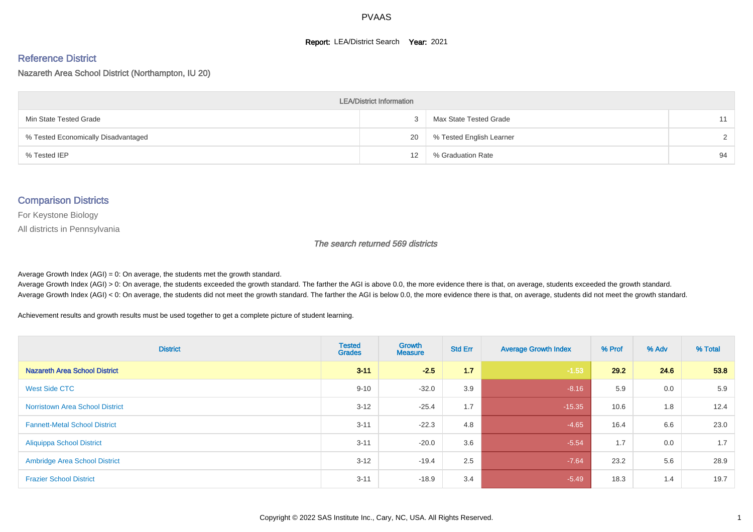# PVAAS

**Report:** LEA/District Search **Year:** 2021

## Reference District

Nazareth Area School District (Northampton, IU 20)

| LEA/District Information | | | |
|---|---|---|---|
| Min State Tested Grade | 3 | Max State Tested Grade | 11 |
| % Tested Economically Disadvantaged | 20 | % Tested English Learner | 2 |
| % Tested IEP | 12 | % Graduation Rate | 94 |

## Comparison Districts

For Keystone Biology

All districts in Pennsylvania

*The search returned 569 districts*

Average Growth Index (AGI) = 0: On average, the students met the growth standard.

Average Growth Index (AGI) > 0: On average, the students exceeded the growth standard. The farther the AGI is above 0.0, the more evidence there is that, on average, students exceeded the growth standard.

Average Growth Index (AGI) < 0: On average, the students did not meet the growth standard. The farther the AGI is below 0.0, the more evidence there is that, on average, students did not meet the growth standard.

Achievement results and growth results must be used together to get a complete picture of student learning.

| District | Tested Grades | Growth Measure | Std Err | Average Growth Index | % Prof | % Adv | % Total |
|---|---|---|---|---|---|---|---|
| **Nazareth Area School District** | **3-11** | **-2.5** | **1.7** | -1.53 | **29.2** | **24.6** | **53.8** |
| West Side CTC | 9-10 | -32.0 | 3.9 | -8.16 | 5.9 | 0.0 | 5.9 |
| Norristown Area School District | 3-12 | -25.4 | 1.7 | -15.35 | 10.6 | 1.8 | 12.4 |
| Fannett-Metal School District | 3-11 | -22.3 | 4.8 | -4.65 | 16.4 | 6.6 | 23.0 |
| Aliquippa School District | 3-11 | -20.0 | 3.6 | -5.54 | 1.7 | 0.0 | 1.7 |
| Ambridge Area School District | 3-12 | -19.4 | 2.5 | -7.64 | 23.2 | 5.6 | 28.9 |
| Frazier School District | 3-11 | -18.9 | 3.4 | -5.49 | 18.3 | 1.4 | 19.7 |

Copyright © 2022 SAS Institute Inc., Cary, NC, USA. All Rights Reserved.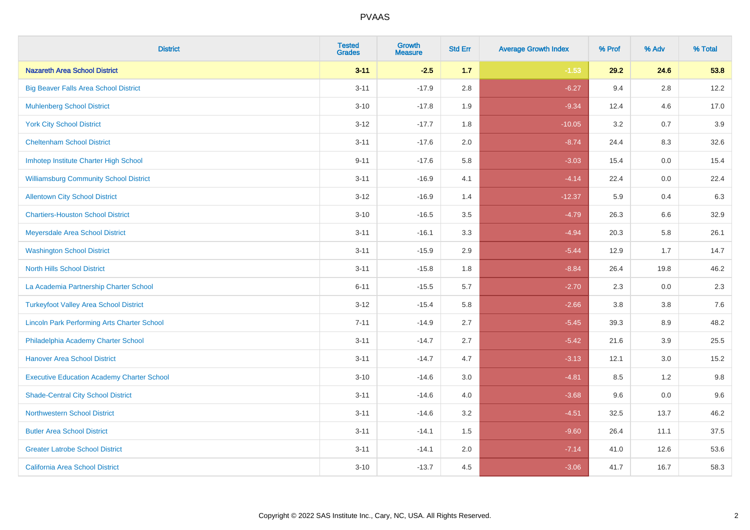| District | Tested Grades | Growth Measure | Std Err | Average Growth Index | % Prof | % Adv | % Total |
|---|---|---|---|---|---|---|---|
| **Nazareth Area School District** | **3-11** | **-2.5** | **1.7** | **-1.53** | **29.2** | **24.6** | **53.8** |
| Big Beaver Falls Area School District | 3-11 | -17.9 | 2.8 | -6.27 | 9.4 | 2.8 | 12.2 |
| Muhlenberg School District | 3-10 | -17.8 | 1.9 | -9.34 | 12.4 | 4.6 | 17.0 |
| York City School District | 3-12 | -17.7 | 1.8 | -10.05 | 3.2 | 0.7 | 3.9 |
| Cheltenham School District | 3-11 | -17.6 | 2.0 | -8.74 | 24.4 | 8.3 | 32.6 |
| Imhotep Institute Charter High School | 9-11 | -17.6 | 5.8 | -3.03 | 15.4 | 0.0 | 15.4 |
| Williamsburg Community School District | 3-11 | -16.9 | 4.1 | -4.14 | 22.4 | 0.0 | 22.4 |
| Allentown City School District | 3-12 | -16.9 | 1.4 | -12.37 | 5.9 | 0.4 | 6.3 |
| Chartiers-Houston School District | 3-10 | -16.5 | 3.5 | -4.79 | 26.3 | 6.6 | 32.9 |
| Meyersdale Area School District | 3-11 | -16.1 | 3.3 | -4.94 | 20.3 | 5.8 | 26.1 |
| Washington School District | 3-11 | -15.9 | 2.9 | -5.44 | 12.9 | 1.7 | 14.7 |
| North Hills School District | 3-11 | -15.8 | 1.8 | -8.84 | 26.4 | 19.8 | 46.2 |
| La Academia Partnership Charter School | 6-11 | -15.5 | 5.7 | -2.70 | 2.3 | 0.0 | 2.3 |
| Turkeyfoot Valley Area School District | 3-12 | -15.4 | 5.8 | -2.66 | 3.8 | 3.8 | 7.6 |
| Lincoln Park Performing Arts Charter School | 7-11 | -14.9 | 2.7 | -5.45 | 39.3 | 8.9 | 48.2 |
| Philadelphia Academy Charter School | 3-11 | -14.7 | 2.7 | -5.42 | 21.6 | 3.9 | 25.5 |
| Hanover Area School District | 3-11 | -14.7 | 4.7 | -3.13 | 12.1 | 3.0 | 15.2 |
| Executive Education Academy Charter School | 3-10 | -14.6 | 3.0 | -4.81 | 8.5 | 1.2 | 9.8 |
| Shade-Central City School District | 3-11 | -14.6 | 4.0 | -3.68 | 9.6 | 0.0 | 9.6 |
| Northwestern School District | 3-11 | -14.6 | 3.2 | -4.51 | 32.5 | 13.7 | 46.2 |
| Butler Area School District | 3-11 | -14.1 | 1.5 | -9.60 | 26.4 | 11.1 | 37.5 |
| Greater Latrobe School District | 3-11 | -14.1 | 2.0 | -7.14 | 41.0 | 12.6 | 53.6 |
| California Area School District | 3-10 | -13.7 | 4.5 | -3.06 | 41.7 | 16.7 | 58.3 |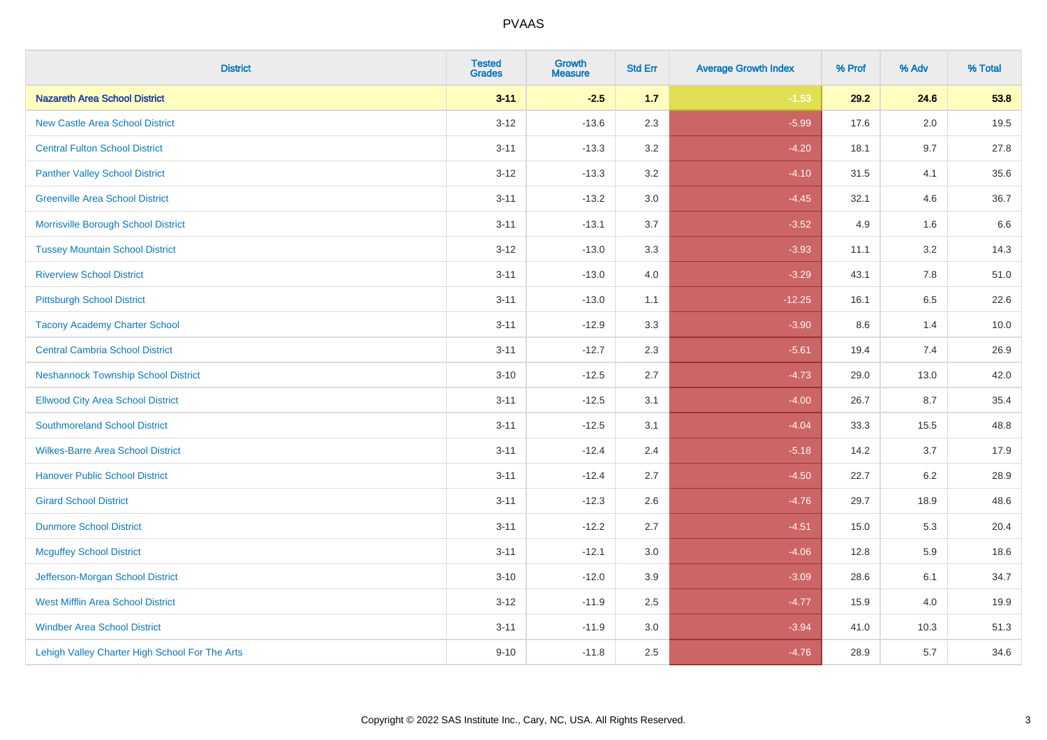# PVAAS

| District | Tested Grades | Growth Measure | Std Err | Average Growth Index | % Prof | % Adv | % Total |
|---|---|---|---|---|---|---|---|
| **Nazareth Area School District** | **3-11** | **-2.5** | **1.7** | **-1.53** | **29.2** | **24.6** | **53.8** |
| New Castle Area School District | 3-12 | -13.6 | 2.3 | -5.99 | 17.6 | 2.0 | 19.5 |
| Central Fulton School District | 3-11 | -13.3 | 3.2 | -4.20 | 18.1 | 9.7 | 27.8 |
| Panther Valley School District | 3-12 | -13.3 | 3.2 | -4.10 | 31.5 | 4.1 | 35.6 |
| Greenville Area School District | 3-11 | -13.2 | 3.0 | -4.45 | 32.1 | 4.6 | 36.7 |
| Morrisville Borough School District | 3-11 | -13.1 | 3.7 | -3.52 | 4.9 | 1.6 | 6.6 |
| Tussey Mountain School District | 3-12 | -13.0 | 3.3 | -3.93 | 11.1 | 3.2 | 14.3 |
| Riverview School District | 3-11 | -13.0 | 4.0 | -3.29 | 43.1 | 7.8 | 51.0 |
| Pittsburgh School District | 3-11 | -13.0 | 1.1 | -12.25 | 16.1 | 6.5 | 22.6 |
| Tacony Academy Charter School | 3-11 | -12.9 | 3.3 | -3.90 | 8.6 | 1.4 | 10.0 |
| Central Cambria School District | 3-11 | -12.7 | 2.3 | -5.61 | 19.4 | 7.4 | 26.9 |
| Neshannock Township School District | 3-10 | -12.5 | 2.7 | -4.73 | 29.0 | 13.0 | 42.0 |
| Ellwood City Area School District | 3-11 | -12.5 | 3.1 | -4.00 | 26.7 | 8.7 | 35.4 |
| Southmoreland School District | 3-11 | -12.5 | 3.1 | -4.04 | 33.3 | 15.5 | 48.8 |
| Wilkes-Barre Area School District | 3-11 | -12.4 | 2.4 | -5.18 | 14.2 | 3.7 | 17.9 |
| Hanover Public School District | 3-11 | -12.4 | 2.7 | -4.50 | 22.7 | 6.2 | 28.9 |
| Girard School District | 3-11 | -12.3 | 2.6 | -4.76 | 29.7 | 18.9 | 48.6 |
| Dunmore School District | 3-11 | -12.2 | 2.7 | -4.51 | 15.0 | 5.3 | 20.4 |
| Mcguffey School District | 3-11 | -12.1 | 3.0 | -4.06 | 12.8 | 5.9 | 18.6 |
| Jefferson-Morgan School District | 3-10 | -12.0 | 3.9 | -3.09 | 28.6 | 6.1 | 34.7 |
| West Mifflin Area School District | 3-12 | -11.9 | 2.5 | -4.77 | 15.9 | 4.0 | 19.9 |
| Windber Area School District | 3-11 | -11.9 | 3.0 | -3.94 | 41.0 | 10.3 | 51.3 |
| Lehigh Valley Charter High School For The Arts | 9-10 | -11.8 | 2.5 | -4.76 | 28.9 | 5.7 | 34.6 |

Copyright © 2022 SAS Institute Inc., Cary, NC, USA. All Rights Reserved.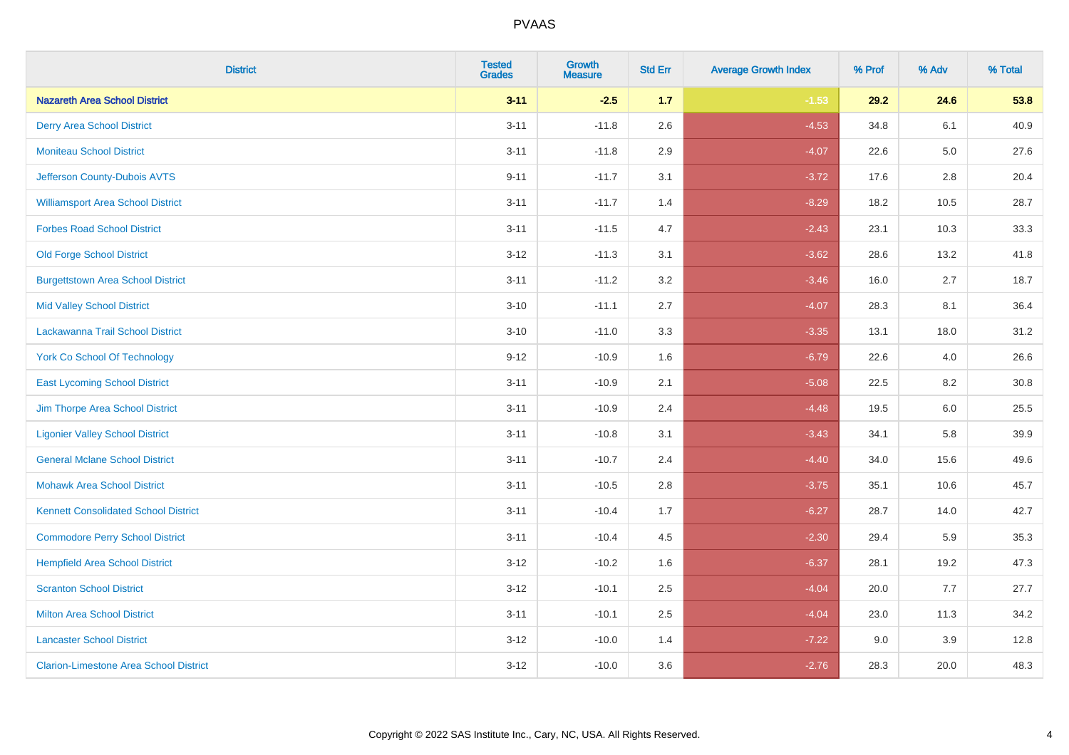PVAAS

| District | Tested Grades | Growth Measure | Std Err | Average Growth Index | % Prof | % Adv | % Total |
|---|---|---|---|---|---|---|---|
| **Nazareth Area School District** | **3-11** | **-2.5** | **1.7** | **-1.53** | **29.2** | **24.6** | **53.8** |
| Derry Area School District | 3-11 | -11.8 | 2.6 | -4.53 | 34.8 | 6.1 | 40.9 |
| Moniteau School District | 3-11 | -11.8 | 2.9 | -4.07 | 22.6 | 5.0 | 27.6 |
| Jefferson County-Dubois AVTS | 9-11 | -11.7 | 3.1 | -3.72 | 17.6 | 2.8 | 20.4 |
| Williamsport Area School District | 3-11 | -11.7 | 1.4 | -8.29 | 18.2 | 10.5 | 28.7 |
| Forbes Road School District | 3-11 | -11.5 | 4.7 | -2.43 | 23.1 | 10.3 | 33.3 |
| Old Forge School District | 3-12 | -11.3 | 3.1 | -3.62 | 28.6 | 13.2 | 41.8 |
| Burgettstown Area School District | 3-11 | -11.2 | 3.2 | -3.46 | 16.0 | 2.7 | 18.7 |
| Mid Valley School District | 3-10 | -11.1 | 2.7 | -4.07 | 28.3 | 8.1 | 36.4 |
| Lackawanna Trail School District | 3-10 | -11.0 | 3.3 | -3.35 | 13.1 | 18.0 | 31.2 |
| York Co School Of Technology | 9-12 | -10.9 | 1.6 | -6.79 | 22.6 | 4.0 | 26.6 |
| East Lycoming School District | 3-11 | -10.9 | 2.1 | -5.08 | 22.5 | 8.2 | 30.8 |
| Jim Thorpe Area School District | 3-11 | -10.9 | 2.4 | -4.48 | 19.5 | 6.0 | 25.5 |
| Ligonier Valley School District | 3-11 | -10.8 | 3.1 | -3.43 | 34.1 | 5.8 | 39.9 |
| General Mclane School District | 3-11 | -10.7 | 2.4 | -4.40 | 34.0 | 15.6 | 49.6 |
| Mohawk Area School District | 3-11 | -10.5 | 2.8 | -3.75 | 35.1 | 10.6 | 45.7 |
| Kennett Consolidated School District | 3-11 | -10.4 | 1.7 | -6.27 | 28.7 | 14.0 | 42.7 |
| Commodore Perry School District | 3-11 | -10.4 | 4.5 | -2.30 | 29.4 | 5.9 | 35.3 |
| Hempfield Area School District | 3-12 | -10.2 | 1.6 | -6.37 | 28.1 | 19.2 | 47.3 |
| Scranton School District | 3-12 | -10.1 | 2.5 | -4.04 | 20.0 | 7.7 | 27.7 |
| Milton Area School District | 3-11 | -10.1 | 2.5 | -4.04 | 23.0 | 11.3 | 34.2 |
| Lancaster School District | 3-12 | -10.0 | 1.4 | -7.22 | 9.0 | 3.9 | 12.8 |
| Clarion-Limestone Area School District | 3-12 | -10.0 | 3.6 | -2.76 | 28.3 | 20.0 | 48.3 |

Copyright © 2022 SAS Institute Inc., Cary, NC, USA. All Rights Reserved.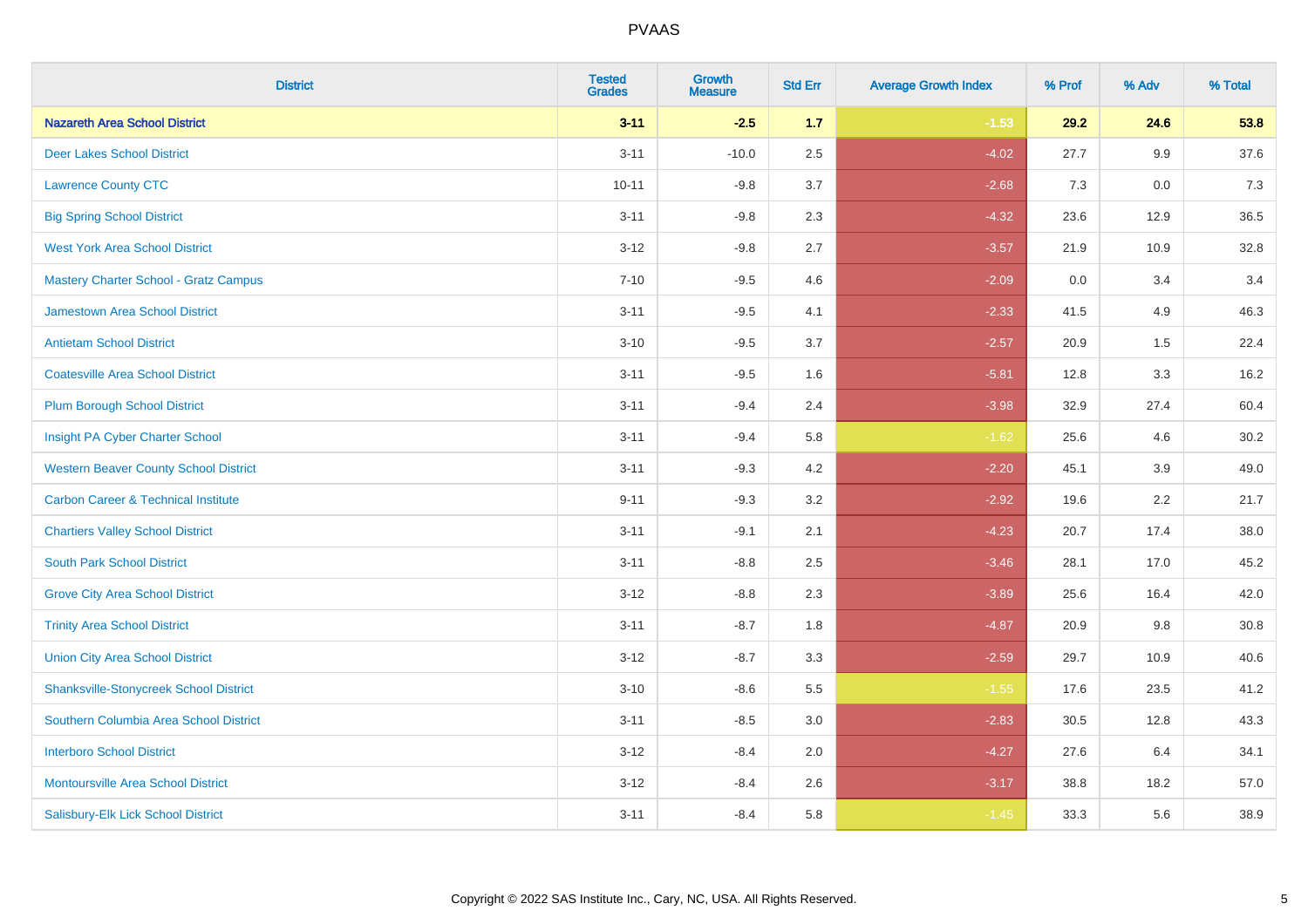| District | Tested Grades | Growth Measure | Std Err | Average Growth Index | % Prof | % Adv | % Total |
|---|---|---|---|---|---|---|---|
| **Nazareth Area School District** | **3-11** | **-2.5** | **1.7** | **-1.53** | **29.2** | **24.6** | **53.8** |
| Deer Lakes School District | 3-11 | -10.0 | 2.5 | -4.02 | 27.7 | 9.9 | 37.6 |
| Lawrence County CTC | 10-11 | -9.8 | 3.7 | -2.68 | 7.3 | 0.0 | 7.3 |
| Big Spring School District | 3-11 | -9.8 | 2.3 | -4.32 | 23.6 | 12.9 | 36.5 |
| West York Area School District | 3-12 | -9.8 | 2.7 | -3.57 | 21.9 | 10.9 | 32.8 |
| Mastery Charter School - Gratz Campus | 7-10 | -9.5 | 4.6 | -2.09 | 0.0 | 3.4 | 3.4 |
| Jamestown Area School District | 3-11 | -9.5 | 4.1 | -2.33 | 41.5 | 4.9 | 46.3 |
| Antietam School District | 3-10 | -9.5 | 3.7 | -2.57 | 20.9 | 1.5 | 22.4 |
| Coatesville Area School District | 3-11 | -9.5 | 1.6 | -5.81 | 12.8 | 3.3 | 16.2 |
| Plum Borough School District | 3-11 | -9.4 | 2.4 | -3.98 | 32.9 | 27.4 | 60.4 |
| Insight PA Cyber Charter School | 3-11 | -9.4 | 5.8 | -1.62 | 25.6 | 4.6 | 30.2 |
| Western Beaver County School District | 3-11 | -9.3 | 4.2 | -2.20 | 45.1 | 3.9 | 49.0 |
| Carbon Career & Technical Institute | 9-11 | -9.3 | 3.2 | -2.92 | 19.6 | 2.2 | 21.7 |
| Chartiers Valley School District | 3-11 | -9.1 | 2.1 | -4.23 | 20.7 | 17.4 | 38.0 |
| South Park School District | 3-11 | -8.8 | 2.5 | -3.46 | 28.1 | 17.0 | 45.2 |
| Grove City Area School District | 3-12 | -8.8 | 2.3 | -3.89 | 25.6 | 16.4 | 42.0 |
| Trinity Area School District | 3-11 | -8.7 | 1.8 | -4.87 | 20.9 | 9.8 | 30.8 |
| Union City Area School District | 3-12 | -8.7 | 3.3 | -2.59 | 29.7 | 10.9 | 40.6 |
| Shanksville-Stonycreek School District | 3-10 | -8.6 | 5.5 | -1.55 | 17.6 | 23.5 | 41.2 |
| Southern Columbia Area School District | 3-11 | -8.5 | 3.0 | -2.83 | 30.5 | 12.8 | 43.3 |
| Interboro School District | 3-12 | -8.4 | 2.0 | -4.27 | 27.6 | 6.4 | 34.1 |
| Montoursville Area School District | 3-12 | -8.4 | 2.6 | -3.17 | 38.8 | 18.2 | 57.0 |
| Salisbury-Elk Lick School District | 3-11 | -8.4 | 5.8 | -1.45 | 33.3 | 5.6 | 38.9 |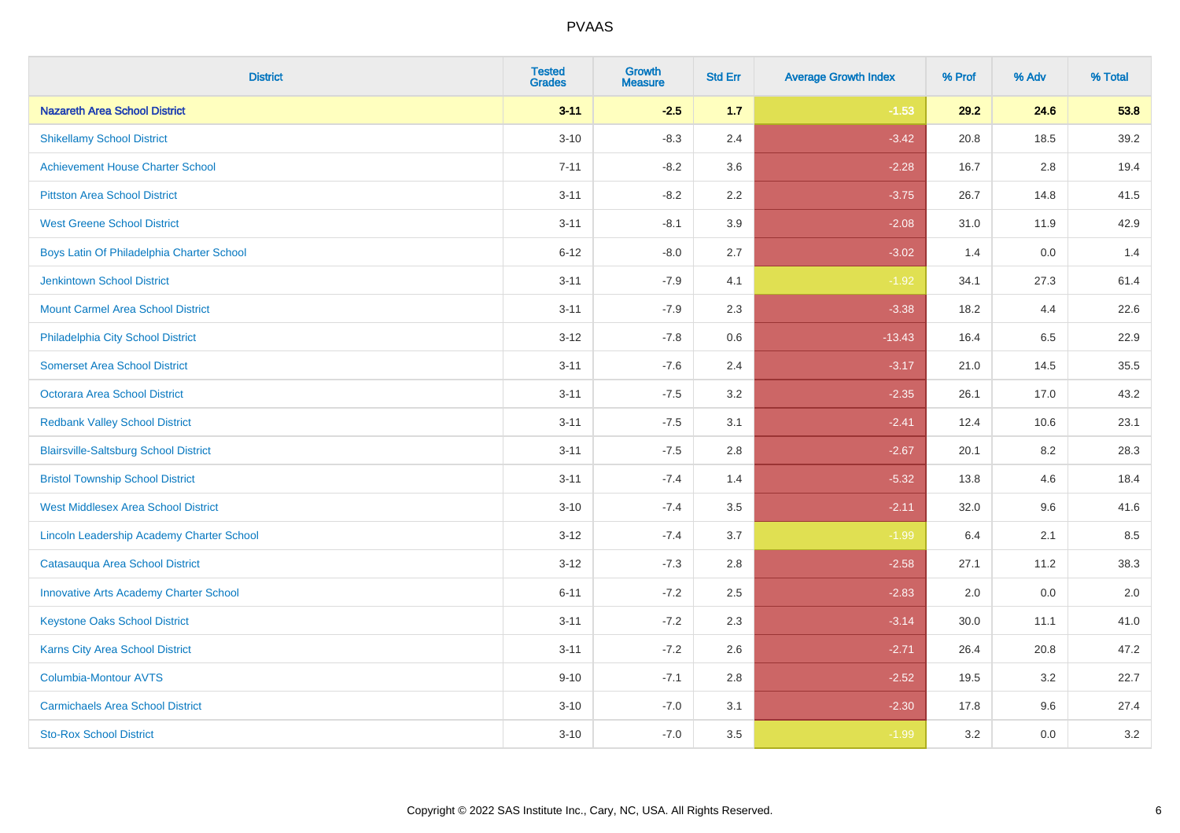# PVAAS

| District | Tested Grades | Growth Measure | Std Err | Average Growth Index | % Prof | % Adv | % Total |
|---|---|---|---|---|---|---|---|
| **Nazareth Area School District** | **3-11** | **-2.5** | **1.7** | **-1.53** | **29.2** | **24.6** | **53.8** |
| Shikellamy School District | 3-10 | -8.3 | 2.4 | -3.42 | 20.8 | 18.5 | 39.2 |
| Achievement House Charter School | 7-11 | -8.2 | 3.6 | -2.28 | 16.7 | 2.8 | 19.4 |
| Pittston Area School District | 3-11 | -8.2 | 2.2 | -3.75 | 26.7 | 14.8 | 41.5 |
| West Greene School District | 3-11 | -8.1 | 3.9 | -2.08 | 31.0 | 11.9 | 42.9 |
| Boys Latin Of Philadelphia Charter School | 6-12 | -8.0 | 2.7 | -3.02 | 1.4 | 0.0 | 1.4 |
| Jenkintown School District | 3-11 | -7.9 | 4.1 | -1.92 | 34.1 | 27.3 | 61.4 |
| Mount Carmel Area School District | 3-11 | -7.9 | 2.3 | -3.38 | 18.2 | 4.4 | 22.6 |
| Philadelphia City School District | 3-12 | -7.8 | 0.6 | -13.43 | 16.4 | 6.5 | 22.9 |
| Somerset Area School District | 3-11 | -7.6 | 2.4 | -3.17 | 21.0 | 14.5 | 35.5 |
| Octorara Area School District | 3-11 | -7.5 | 3.2 | -2.35 | 26.1 | 17.0 | 43.2 |
| Redbank Valley School District | 3-11 | -7.5 | 3.1 | -2.41 | 12.4 | 10.6 | 23.1 |
| Blairsville-Saltsburg School District | 3-11 | -7.5 | 2.8 | -2.67 | 20.1 | 8.2 | 28.3 |
| Bristol Township School District | 3-11 | -7.4 | 1.4 | -5.32 | 13.8 | 4.6 | 18.4 |
| West Middlesex Area School District | 3-10 | -7.4 | 3.5 | -2.11 | 32.0 | 9.6 | 41.6 |
| Lincoln Leadership Academy Charter School | 3-12 | -7.4 | 3.7 | -1.99 | 6.4 | 2.1 | 8.5 |
| Catasauqua Area School District | 3-12 | -7.3 | 2.8 | -2.58 | 27.1 | 11.2 | 38.3 |
| Innovative Arts Academy Charter School | 6-11 | -7.2 | 2.5 | -2.83 | 2.0 | 0.0 | 2.0 |
| Keystone Oaks School District | 3-11 | -7.2 | 2.3 | -3.14 | 30.0 | 11.1 | 41.0 |
| Karns City Area School District | 3-11 | -7.2 | 2.6 | -2.71 | 26.4 | 20.8 | 47.2 |
| Columbia-Montour AVTS | 9-10 | -7.1 | 2.8 | -2.52 | 19.5 | 3.2 | 22.7 |
| Carmichaels Area School District | 3-10 | -7.0 | 3.1 | -2.30 | 17.8 | 9.6 | 27.4 |
| Sto-Rox School District | 3-10 | -7.0 | 3.5 | -1.99 | 3.2 | 0.0 | 3.2 |

Copyright © 2022 SAS Institute Inc., Cary, NC, USA. All Rights Reserved.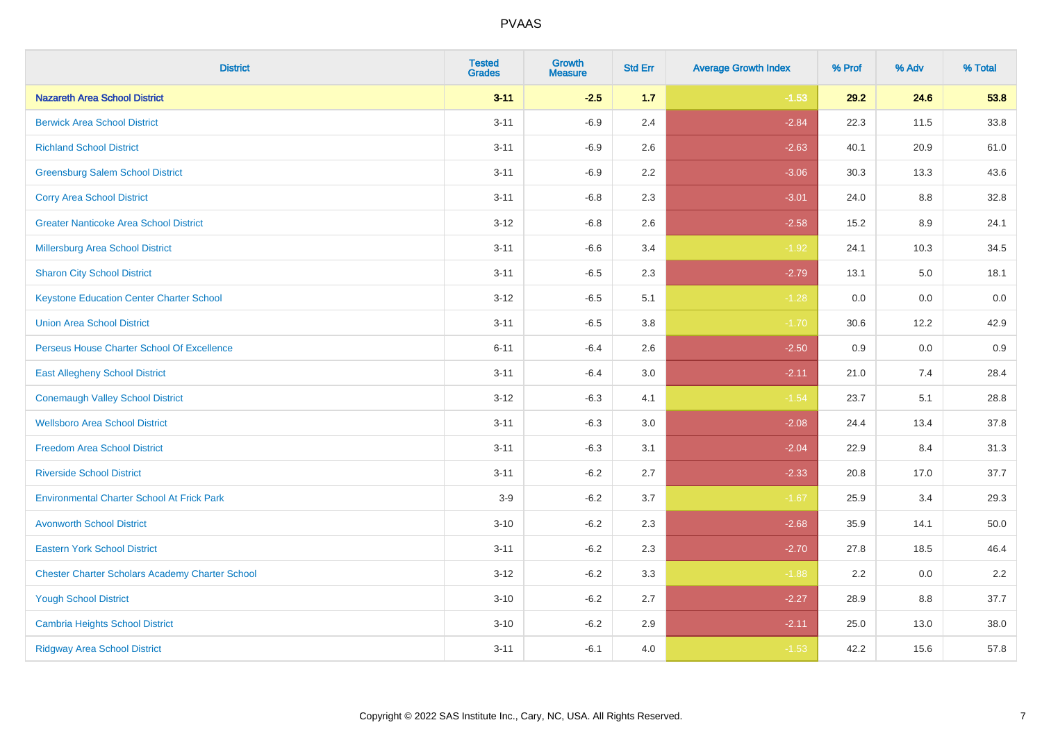# PVAAS

| District | Tested Grades | Growth Measure | Std Err | Average Growth Index | % Prof | % Adv | % Total |
|---|---|---|---|---|---|---|---|
| **Nazareth Area School District** | **3-11** | **-2.5** | **1.7** | **-1.53** | **29.2** | **24.6** | **53.8** |
| Berwick Area School District | 3-11 | -6.9 | 2.4 | -2.84 | 22.3 | 11.5 | 33.8 |
| Richland School District | 3-11 | -6.9 | 2.6 | -2.63 | 40.1 | 20.9 | 61.0 |
| Greensburg Salem School District | 3-11 | -6.9 | 2.2 | -3.06 | 30.3 | 13.3 | 43.6 |
| Corry Area School District | 3-11 | -6.8 | 2.3 | -3.01 | 24.0 | 8.8 | 32.8 |
| Greater Nanticoke Area School District | 3-12 | -6.8 | 2.6 | -2.58 | 15.2 | 8.9 | 24.1 |
| Millersburg Area School District | 3-11 | -6.6 | 3.4 | -1.92 | 24.1 | 10.3 | 34.5 |
| Sharon City School District | 3-11 | -6.5 | 2.3 | -2.79 | 13.1 | 5.0 | 18.1 |
| Keystone Education Center Charter School | 3-12 | -6.5 | 5.1 | -1.28 | 0.0 | 0.0 | 0.0 |
| Union Area School District | 3-11 | -6.5 | 3.8 | -1.70 | 30.6 | 12.2 | 42.9 |
| Perseus House Charter School Of Excellence | 6-11 | -6.4 | 2.6 | -2.50 | 0.9 | 0.0 | 0.9 |
| East Allegheny School District | 3-11 | -6.4 | 3.0 | -2.11 | 21.0 | 7.4 | 28.4 |
| Conemaugh Valley School District | 3-12 | -6.3 | 4.1 | -1.54 | 23.7 | 5.1 | 28.8 |
| Wellsboro Area School District | 3-11 | -6.3 | 3.0 | -2.08 | 24.4 | 13.4 | 37.8 |
| Freedom Area School District | 3-11 | -6.3 | 3.1 | -2.04 | 22.9 | 8.4 | 31.3 |
| Riverside School District | 3-11 | -6.2 | 2.7 | -2.33 | 20.8 | 17.0 | 37.7 |
| Environmental Charter School At Frick Park | 3-9 | -6.2 | 3.7 | -1.67 | 25.9 | 3.4 | 29.3 |
| Avonworth School District | 3-10 | -6.2 | 2.3 | -2.68 | 35.9 | 14.1 | 50.0 |
| Eastern York School District | 3-11 | -6.2 | 2.3 | -2.70 | 27.8 | 18.5 | 46.4 |
| Chester Charter Scholars Academy Charter School | 3-12 | -6.2 | 3.3 | -1.88 | 2.2 | 0.0 | 2.2 |
| Yough School District | 3-10 | -6.2 | 2.7 | -2.27 | 28.9 | 8.8 | 37.7 |
| Cambria Heights School District | 3-10 | -6.2 | 2.9 | -2.11 | 25.0 | 13.0 | 38.0 |
| Ridgway Area School District | 3-11 | -6.1 | 4.0 | -1.53 | 42.2 | 15.6 | 57.8 |

Copyright © 2022 SAS Institute Inc., Cary, NC, USA. All Rights Reserved.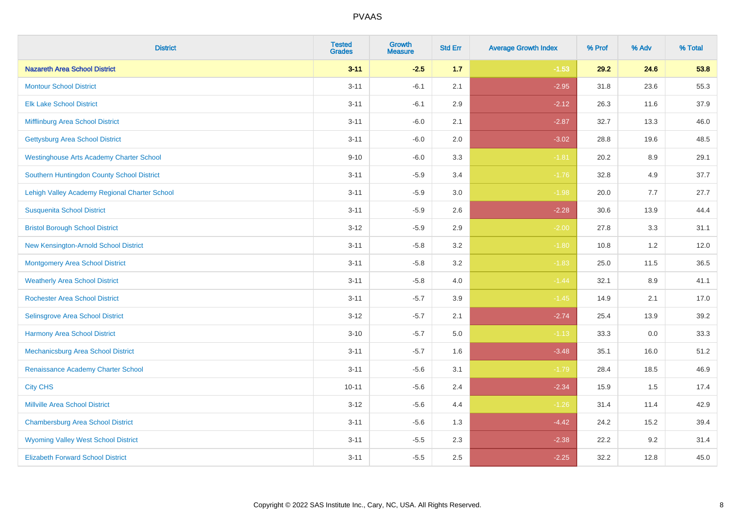PVAAS

| District | Tested Grades | Growth Measure | Std Err | Average Growth Index | % Prof | % Adv | % Total |
|---|---|---|---|---|---|---|---|
| **Nazareth Area School District** | **3-11** | **-2.5** | **1.7** | **-1.53** | **29.2** | **24.6** | **53.8** |
| Montour School District | 3-11 | -6.1 | 2.1 | -2.95 | 31.8 | 23.6 | 55.3 |
| Elk Lake School District | 3-11 | -6.1 | 2.9 | -2.12 | 26.3 | 11.6 | 37.9 |
| Mifflinburg Area School District | 3-11 | -6.0 | 2.1 | -2.87 | 32.7 | 13.3 | 46.0 |
| Gettysburg Area School District | 3-11 | -6.0 | 2.0 | -3.02 | 28.8 | 19.6 | 48.5 |
| Westinghouse Arts Academy Charter School | 9-10 | -6.0 | 3.3 | -1.81 | 20.2 | 8.9 | 29.1 |
| Southern Huntingdon County School District | 3-11 | -5.9 | 3.4 | -1.76 | 32.8 | 4.9 | 37.7 |
| Lehigh Valley Academy Regional Charter School | 3-11 | -5.9 | 3.0 | -1.98 | 20.0 | 7.7 | 27.7 |
| Susquenita School District | 3-11 | -5.9 | 2.6 | -2.28 | 30.6 | 13.9 | 44.4 |
| Bristol Borough School District | 3-12 | -5.9 | 2.9 | -2.00 | 27.8 | 3.3 | 31.1 |
| New Kensington-Arnold School District | 3-11 | -5.8 | 3.2 | -1.80 | 10.8 | 1.2 | 12.0 |
| Montgomery Area School District | 3-11 | -5.8 | 3.2 | -1.83 | 25.0 | 11.5 | 36.5 |
| Weatherly Area School District | 3-11 | -5.8 | 4.0 | -1.44 | 32.1 | 8.9 | 41.1 |
| Rochester Area School District | 3-11 | -5.7 | 3.9 | -1.45 | 14.9 | 2.1 | 17.0 |
| Selinsgrove Area School District | 3-12 | -5.7 | 2.1 | -2.74 | 25.4 | 13.9 | 39.2 |
| Harmony Area School District | 3-10 | -5.7 | 5.0 | -1.13 | 33.3 | 0.0 | 33.3 |
| Mechanicsburg Area School District | 3-11 | -5.7 | 1.6 | -3.48 | 35.1 | 16.0 | 51.2 |
| Renaissance Academy Charter School | 3-11 | -5.6 | 3.1 | -1.79 | 28.4 | 18.5 | 46.9 |
| City CHS | 10-11 | -5.6 | 2.4 | -2.34 | 15.9 | 1.5 | 17.4 |
| Millville Area School District | 3-12 | -5.6 | 4.4 | -1.26 | 31.4 | 11.4 | 42.9 |
| Chambersburg Area School District | 3-11 | -5.6 | 1.3 | -4.42 | 24.2 | 15.2 | 39.4 |
| Wyoming Valley West School District | 3-11 | -5.5 | 2.3 | -2.38 | 22.2 | 9.2 | 31.4 |
| Elizabeth Forward School District | 3-11 | -5.5 | 2.5 | -2.25 | 32.2 | 12.8 | 45.0 |

Copyright © 2022 SAS Institute Inc., Cary, NC, USA. All Rights Reserved.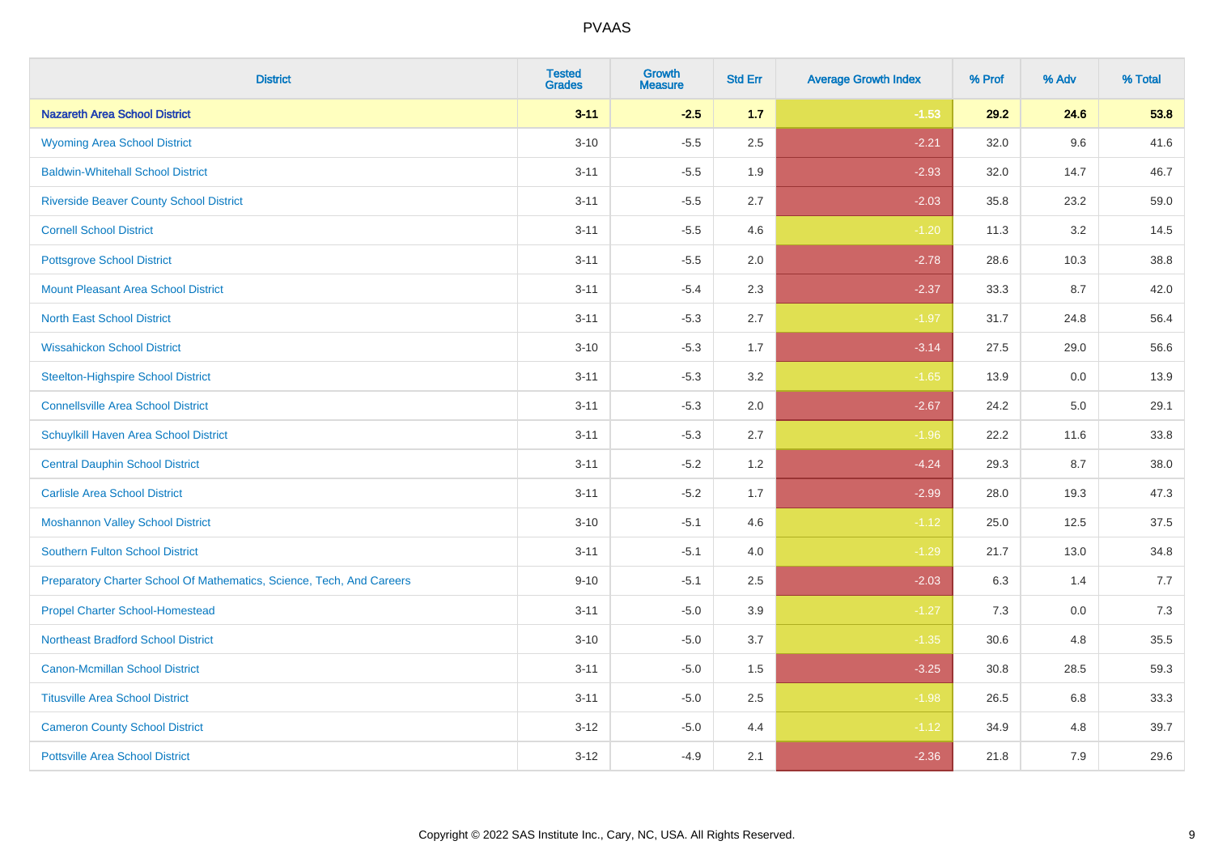# PVAAS

| District | Tested Grades | Growth Measure | Std Err | Average Growth Index | % Prof | % Adv | % Total |
|---|---|---|---|---|---|---|---|
| **Nazareth Area School District** | **3-11** | **-2.5** | **1.7** | **-1.53** | **29.2** | **24.6** | **53.8** |
| Wyoming Area School District | 3-10 | -5.5 | 2.5 | -2.21 | 32.0 | 9.6 | 41.6 |
| Baldwin-Whitehall School District | 3-11 | -5.5 | 1.9 | -2.93 | 32.0 | 14.7 | 46.7 |
| Riverside Beaver County School District | 3-11 | -5.5 | 2.7 | -2.03 | 35.8 | 23.2 | 59.0 |
| Cornell School District | 3-11 | -5.5 | 4.6 | -1.20 | 11.3 | 3.2 | 14.5 |
| Pottsgrove School District | 3-11 | -5.5 | 2.0 | -2.78 | 28.6 | 10.3 | 38.8 |
| Mount Pleasant Area School District | 3-11 | -5.4 | 2.3 | -2.37 | 33.3 | 8.7 | 42.0 |
| North East School District | 3-11 | -5.3 | 2.7 | -1.97 | 31.7 | 24.8 | 56.4 |
| Wissahickon School District | 3-10 | -5.3 | 1.7 | -3.14 | 27.5 | 29.0 | 56.6 |
| Steelton-Highspire School District | 3-11 | -5.3 | 3.2 | -1.65 | 13.9 | 0.0 | 13.9 |
| Connellsville Area School District | 3-11 | -5.3 | 2.0 | -2.67 | 24.2 | 5.0 | 29.1 |
| Schuylkill Haven Area School District | 3-11 | -5.3 | 2.7 | -1.96 | 22.2 | 11.6 | 33.8 |
| Central Dauphin School District | 3-11 | -5.2 | 1.2 | -4.24 | 29.3 | 8.7 | 38.0 |
| Carlisle Area School District | 3-11 | -5.2 | 1.7 | -2.99 | 28.0 | 19.3 | 47.3 |
| Moshannon Valley School District | 3-10 | -5.1 | 4.6 | -1.12 | 25.0 | 12.5 | 37.5 |
| Southern Fulton School District | 3-11 | -5.1 | 4.0 | -1.29 | 21.7 | 13.0 | 34.8 |
| Preparatory Charter School Of Mathematics, Science, Tech, And Careers | 9-10 | -5.1 | 2.5 | -2.03 | 6.3 | 1.4 | 7.7 |
| Propel Charter School-Homestead | 3-11 | -5.0 | 3.9 | -1.27 | 7.3 | 0.0 | 7.3 |
| Northeast Bradford School District | 3-10 | -5.0 | 3.7 | -1.35 | 30.6 | 4.8 | 35.5 |
| Canon-Mcmillan School District | 3-11 | -5.0 | 1.5 | -3.25 | 30.8 | 28.5 | 59.3 |
| Titusville Area School District | 3-11 | -5.0 | 2.5 | -1.98 | 26.5 | 6.8 | 33.3 |
| Cameron County School District | 3-12 | -5.0 | 4.4 | -1.12 | 34.9 | 4.8 | 39.7 |
| Pottsville Area School District | 3-12 | -4.9 | 2.1 | -2.36 | 21.8 | 7.9 | 29.6 |

Copyright © 2022 SAS Institute Inc., Cary, NC, USA. All Rights Reserved.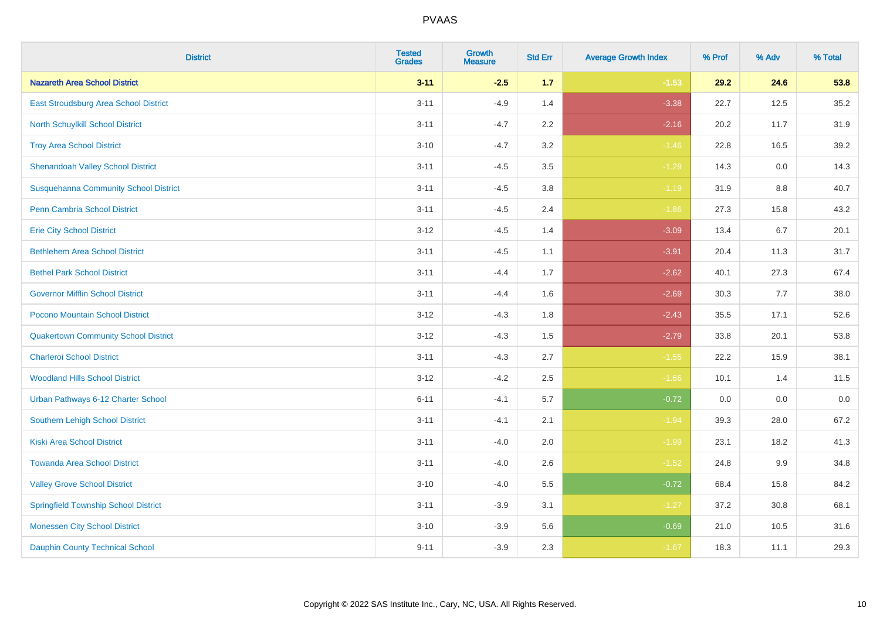| District | Tested Grades | Growth Measure | Std Err | Average Growth Index | % Prof | % Adv | % Total |
|---|---|---|---|---|---|---|---|
| **Nazareth Area School District** | **3-11** | **-2.5** | **1.7** | **-1.53** | **29.2** | **24.6** | **53.8** |
| East Stroudsburg Area School District | 3-11 | -4.9 | 1.4 | -3.38 | 22.7 | 12.5 | 35.2 |
| North Schuylkill School District | 3-11 | -4.7 | 2.2 | -2.16 | 20.2 | 11.7 | 31.9 |
| Troy Area School District | 3-10 | -4.7 | 3.2 | -1.46 | 22.8 | 16.5 | 39.2 |
| Shenandoah Valley School District | 3-11 | -4.5 | 3.5 | -1.29 | 14.3 | 0.0 | 14.3 |
| Susquehanna Community School District | 3-11 | -4.5 | 3.8 | -1.19 | 31.9 | 8.8 | 40.7 |
| Penn Cambria School District | 3-11 | -4.5 | 2.4 | -1.86 | 27.3 | 15.8 | 43.2 |
| Erie City School District | 3-12 | -4.5 | 1.4 | -3.09 | 13.4 | 6.7 | 20.1 |
| Bethlehem Area School District | 3-11 | -4.5 | 1.1 | -3.91 | 20.4 | 11.3 | 31.7 |
| Bethel Park School District | 3-11 | -4.4 | 1.7 | -2.62 | 40.1 | 27.3 | 67.4 |
| Governor Mifflin School District | 3-11 | -4.4 | 1.6 | -2.69 | 30.3 | 7.7 | 38.0 |
| Pocono Mountain School District | 3-12 | -4.3 | 1.8 | -2.43 | 35.5 | 17.1 | 52.6 |
| Quakertown Community School District | 3-12 | -4.3 | 1.5 | -2.79 | 33.8 | 20.1 | 53.8 |
| Charleroi School District | 3-11 | -4.3 | 2.7 | -1.55 | 22.2 | 15.9 | 38.1 |
| Woodland Hills School District | 3-12 | -4.2 | 2.5 | -1.66 | 10.1 | 1.4 | 11.5 |
| Urban Pathways 6-12 Charter School | 6-11 | -4.1 | 5.7 | -0.72 | 0.0 | 0.0 | 0.0 |
| Southern Lehigh School District | 3-11 | -4.1 | 2.1 | -1.94 | 39.3 | 28.0 | 67.2 |
| Kiski Area School District | 3-11 | -4.0 | 2.0 | -1.99 | 23.1 | 18.2 | 41.3 |
| Towanda Area School District | 3-11 | -4.0 | 2.6 | -1.52 | 24.8 | 9.9 | 34.8 |
| Valley Grove School District | 3-10 | -4.0 | 5.5 | -0.72 | 68.4 | 15.8 | 84.2 |
| Springfield Township School District | 3-11 | -3.9 | 3.1 | -1.27 | 37.2 | 30.8 | 68.1 |
| Monessen City School District | 3-10 | -3.9 | 5.6 | -0.69 | 21.0 | 10.5 | 31.6 |
| Dauphin County Technical School | 9-11 | -3.9 | 2.3 | -1.67 | 18.3 | 11.1 | 29.3 |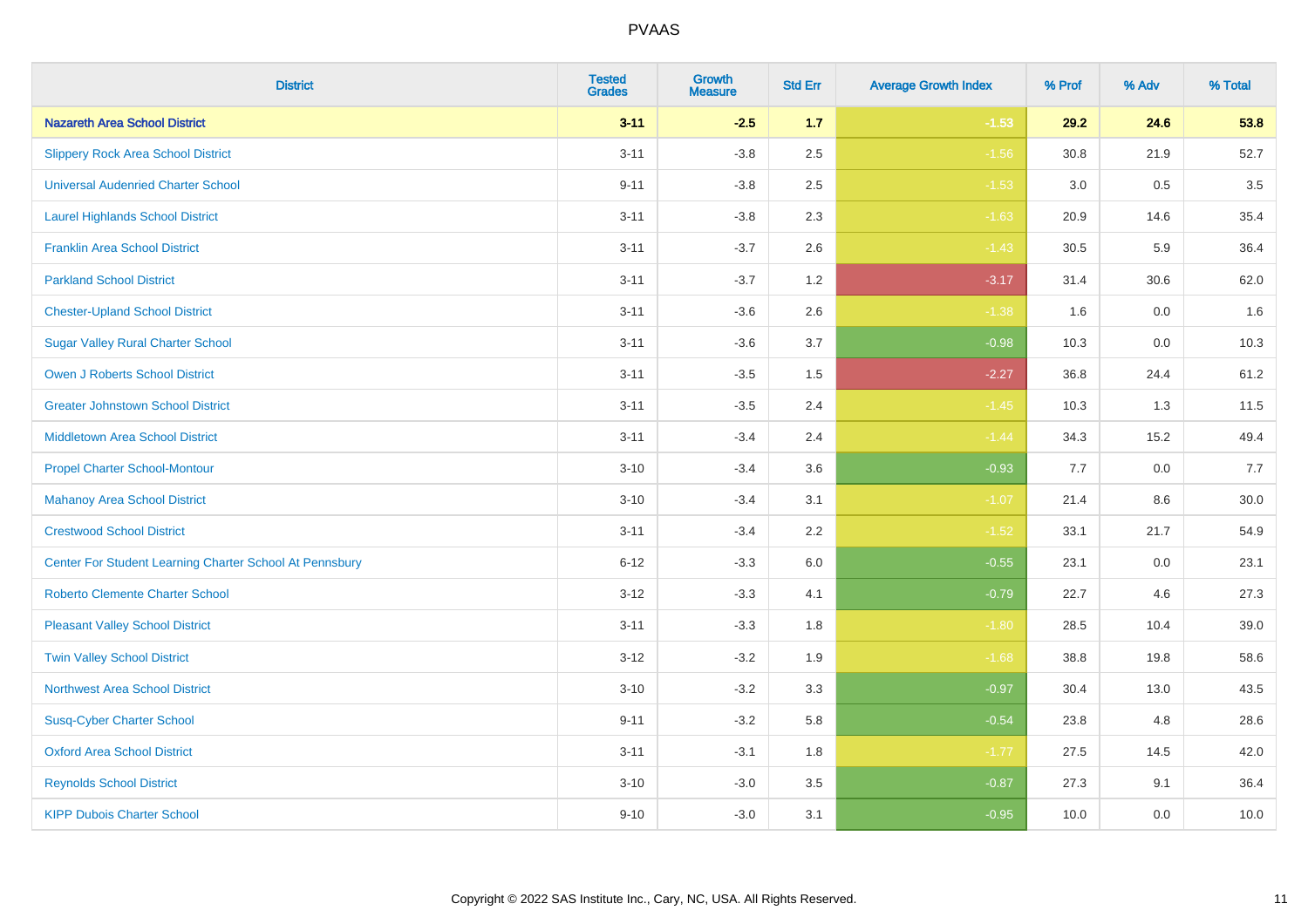# PVAAS

| District | Tested Grades | Growth Measure | Std Err | Average Growth Index | % Prof | % Adv | % Total |
|---|---|---|---|---|---|---|---|
| **Nazareth Area School District** | **3-11** | **-2.5** | **1.7** | **-1.53** | **29.2** | **24.6** | **53.8** |
| Slippery Rock Area School District | 3-11 | -3.8 | 2.5 | -1.56 | 30.8 | 21.9 | 52.7 |
| Universal Audenried Charter School | 9-11 | -3.8 | 2.5 | -1.53 | 3.0 | 0.5 | 3.5 |
| Laurel Highlands School District | 3-11 | -3.8 | 2.3 | -1.63 | 20.9 | 14.6 | 35.4 |
| Franklin Area School District | 3-11 | -3.7 | 2.6 | -1.43 | 30.5 | 5.9 | 36.4 |
| Parkland School District | 3-11 | -3.7 | 1.2 | -3.17 | 31.4 | 30.6 | 62.0 |
| Chester-Upland School District | 3-11 | -3.6 | 2.6 | -1.38 | 1.6 | 0.0 | 1.6 |
| Sugar Valley Rural Charter School | 3-11 | -3.6 | 3.7 | -0.98 | 10.3 | 0.0 | 10.3 |
| Owen J Roberts School District | 3-11 | -3.5 | 1.5 | -2.27 | 36.8 | 24.4 | 61.2 |
| Greater Johnstown School District | 3-11 | -3.5 | 2.4 | -1.45 | 10.3 | 1.3 | 11.5 |
| Middletown Area School District | 3-11 | -3.4 | 2.4 | -1.44 | 34.3 | 15.2 | 49.4 |
| Propel Charter School-Montour | 3-10 | -3.4 | 3.6 | -0.93 | 7.7 | 0.0 | 7.7 |
| Mahanoy Area School District | 3-10 | -3.4 | 3.1 | -1.07 | 21.4 | 8.6 | 30.0 |
| Crestwood School District | 3-11 | -3.4 | 2.2 | -1.52 | 33.1 | 21.7 | 54.9 |
| Center For Student Learning Charter School At Pennsbury | 6-12 | -3.3 | 6.0 | -0.55 | 23.1 | 0.0 | 23.1 |
| Roberto Clemente Charter School | 3-12 | -3.3 | 4.1 | -0.79 | 22.7 | 4.6 | 27.3 |
| Pleasant Valley School District | 3-11 | -3.3 | 1.8 | -1.80 | 28.5 | 10.4 | 39.0 |
| Twin Valley School District | 3-12 | -3.2 | 1.9 | -1.68 | 38.8 | 19.8 | 58.6 |
| Northwest Area School District | 3-10 | -3.2 | 3.3 | -0.97 | 30.4 | 13.0 | 43.5 |
| Susq-Cyber Charter School | 9-11 | -3.2 | 5.8 | -0.54 | 23.8 | 4.8 | 28.6 |
| Oxford Area School District | 3-11 | -3.1 | 1.8 | -1.77 | 27.5 | 14.5 | 42.0 |
| Reynolds School District | 3-10 | -3.0 | 3.5 | -0.87 | 27.3 | 9.1 | 36.4 |
| KIPP Dubois Charter School | 9-10 | -3.0 | 3.1 | -0.95 | 10.0 | 0.0 | 10.0 |

Copyright © 2022 SAS Institute Inc., Cary, NC, USA. All Rights Reserved.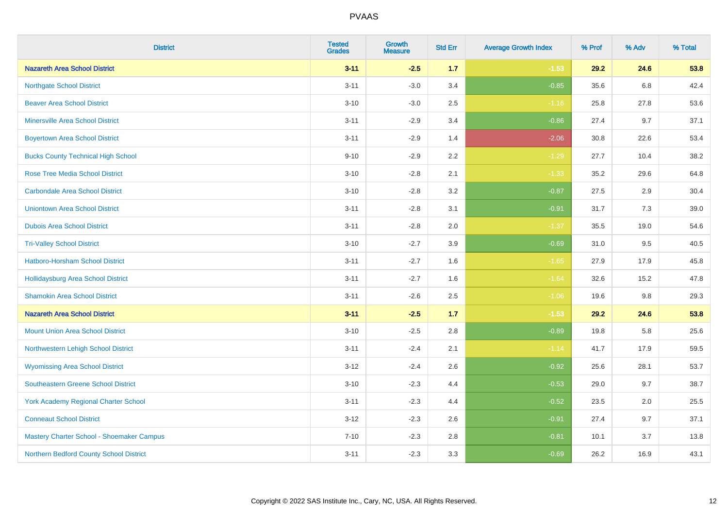| District | Tested Grades | Growth Measure | Std Err | Average Growth Index | % Prof | % Adv | % Total |
|---|---|---|---|---|---|---|---|
| **Nazareth Area School District** | **3-11** | **-2.5** | **1.7** | **-1.53** | **29.2** | **24.6** | **53.8** |
| Northgate School District | 3-11 | -3.0 | 3.4 | -0.85 | 35.6 | 6.8 | 42.4 |
| Beaver Area School District | 3-10 | -3.0 | 2.5 | -1.16 | 25.8 | 27.8 | 53.6 |
| Minersville Area School District | 3-11 | -2.9 | 3.4 | -0.86 | 27.4 | 9.7 | 37.1 |
| Boyertown Area School District | 3-11 | -2.9 | 1.4 | -2.06 | 30.8 | 22.6 | 53.4 |
| Bucks County Technical High School | 9-10 | -2.9 | 2.2 | -1.29 | 27.7 | 10.4 | 38.2 |
| Rose Tree Media School District | 3-10 | -2.8 | 2.1 | -1.33 | 35.2 | 29.6 | 64.8 |
| Carbondale Area School District | 3-10 | -2.8 | 3.2 | -0.87 | 27.5 | 2.9 | 30.4 |
| Uniontown Area School District | 3-11 | -2.8 | 3.1 | -0.91 | 31.7 | 7.3 | 39.0 |
| Dubois Area School District | 3-11 | -2.8 | 2.0 | -1.37 | 35.5 | 19.0 | 54.6 |
| Tri-Valley School District | 3-10 | -2.7 | 3.9 | -0.69 | 31.0 | 9.5 | 40.5 |
| Hatboro-Horsham School District | 3-11 | -2.7 | 1.6 | -1.65 | 27.9 | 17.9 | 45.8 |
| Hollidaysburg Area School District | 3-11 | -2.7 | 1.6 | -1.64 | 32.6 | 15.2 | 47.8 |
| Shamokin Area School District | 3-11 | -2.6 | 2.5 | -1.06 | 19.6 | 9.8 | 29.3 |
| **Nazareth Area School District** | **3-11** | **-2.5** | **1.7** | **-1.53** | **29.2** | **24.6** | **53.8** |
| Mount Union Area School District | 3-10 | -2.5 | 2.8 | -0.89 | 19.8 | 5.8 | 25.6 |
| Northwestern Lehigh School District | 3-11 | -2.4 | 2.1 | -1.14 | 41.7 | 17.9 | 59.5 |
| Wyomissing Area School District | 3-12 | -2.4 | 2.6 | -0.92 | 25.6 | 28.1 | 53.7 |
| Southeastern Greene School District | 3-10 | -2.3 | 4.4 | -0.53 | 29.0 | 9.7 | 38.7 |
| York Academy Regional Charter School | 3-11 | -2.3 | 4.4 | -0.52 | 23.5 | 2.0 | 25.5 |
| Conneaut School District | 3-12 | -2.3 | 2.6 | -0.91 | 27.4 | 9.7 | 37.1 |
| Mastery Charter School - Shoemaker Campus | 7-10 | -2.3 | 2.8 | -0.81 | 10.1 | 3.7 | 13.8 |
| Northern Bedford County School District | 3-11 | -2.3 | 3.3 | -0.69 | 26.2 | 16.9 | 43.1 |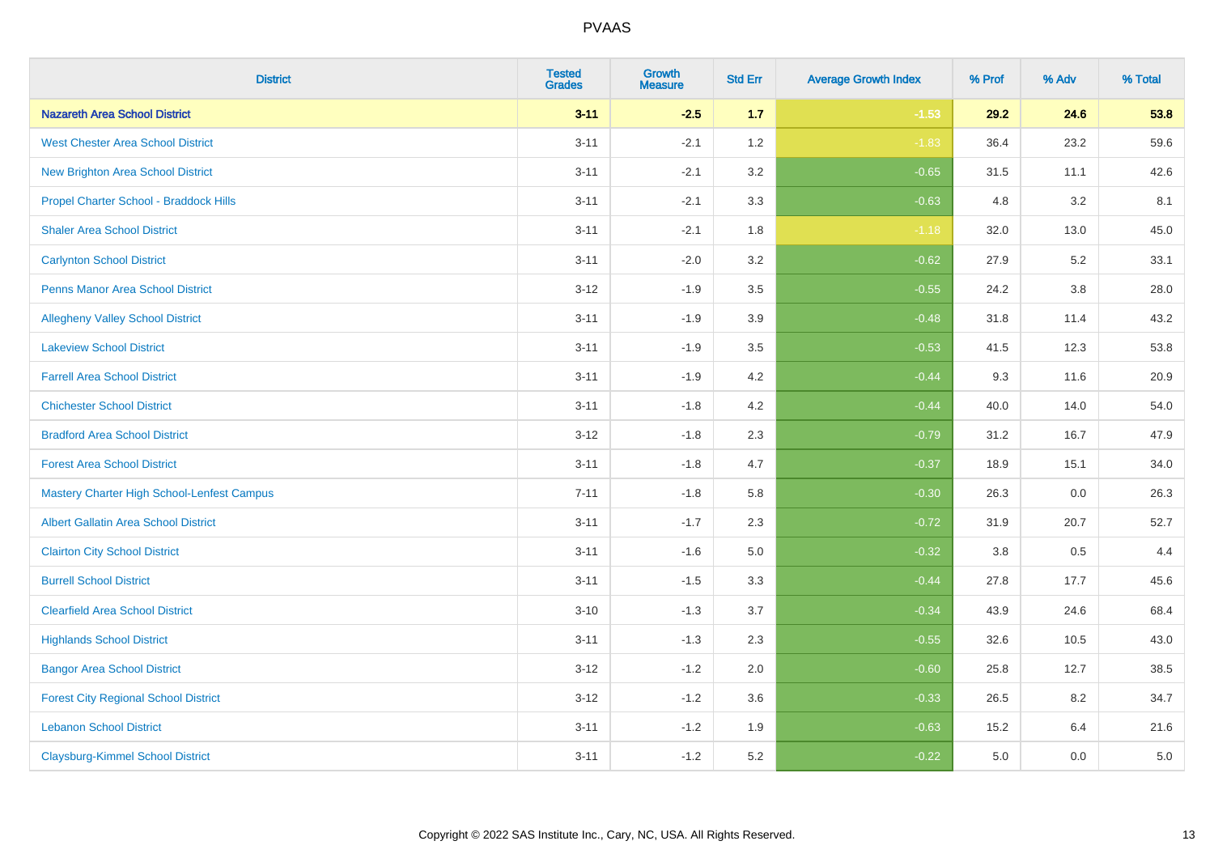| District | Tested Grades | Growth Measure | Std Err | Average Growth Index | % Prof | % Adv | % Total |
|---|---|---|---|---|---|---|---|
| **Nazareth Area School District** | **3-11** | **-2.5** | **1.7** | **-1.53** | **29.2** | **24.6** | **53.8** |
| West Chester Area School District | 3-11 | -2.1 | 1.2 | -1.83 | 36.4 | 23.2 | 59.6 |
| New Brighton Area School District | 3-11 | -2.1 | 3.2 | -0.65 | 31.5 | 11.1 | 42.6 |
| Propel Charter School - Braddock Hills | 3-11 | -2.1 | 3.3 | -0.63 | 4.8 | 3.2 | 8.1 |
| Shaler Area School District | 3-11 | -2.1 | 1.8 | -1.18 | 32.0 | 13.0 | 45.0 |
| Carlynton School District | 3-11 | -2.0 | 3.2 | -0.62 | 27.9 | 5.2 | 33.1 |
| Penns Manor Area School District | 3-12 | -1.9 | 3.5 | -0.55 | 24.2 | 3.8 | 28.0 |
| Allegheny Valley School District | 3-11 | -1.9 | 3.9 | -0.48 | 31.8 | 11.4 | 43.2 |
| Lakeview School District | 3-11 | -1.9 | 3.5 | -0.53 | 41.5 | 12.3 | 53.8 |
| Farrell Area School District | 3-11 | -1.9 | 4.2 | -0.44 | 9.3 | 11.6 | 20.9 |
| Chichester School District | 3-11 | -1.8 | 4.2 | -0.44 | 40.0 | 14.0 | 54.0 |
| Bradford Area School District | 3-12 | -1.8 | 2.3 | -0.79 | 31.2 | 16.7 | 47.9 |
| Forest Area School District | 3-11 | -1.8 | 4.7 | -0.37 | 18.9 | 15.1 | 34.0 |
| Mastery Charter High School-Lenfest Campus | 7-11 | -1.8 | 5.8 | -0.30 | 26.3 | 0.0 | 26.3 |
| Albert Gallatin Area School District | 3-11 | -1.7 | 2.3 | -0.72 | 31.9 | 20.7 | 52.7 |
| Clairton City School District | 3-11 | -1.6 | 5.0 | -0.32 | 3.8 | 0.5 | 4.4 |
| Burrell School District | 3-11 | -1.5 | 3.3 | -0.44 | 27.8 | 17.7 | 45.6 |
| Clearfield Area School District | 3-10 | -1.3 | 3.7 | -0.34 | 43.9 | 24.6 | 68.4 |
| Highlands School District | 3-11 | -1.3 | 2.3 | -0.55 | 32.6 | 10.5 | 43.0 |
| Bangor Area School District | 3-12 | -1.2 | 2.0 | -0.60 | 25.8 | 12.7 | 38.5 |
| Forest City Regional School District | 3-12 | -1.2 | 3.6 | -0.33 | 26.5 | 8.2 | 34.7 |
| Lebanon School District | 3-11 | -1.2 | 1.9 | -0.63 | 15.2 | 6.4 | 21.6 |
| Claysburg-Kimmel School District | 3-11 | -1.2 | 5.2 | -0.22 | 5.0 | 0.0 | 5.0 |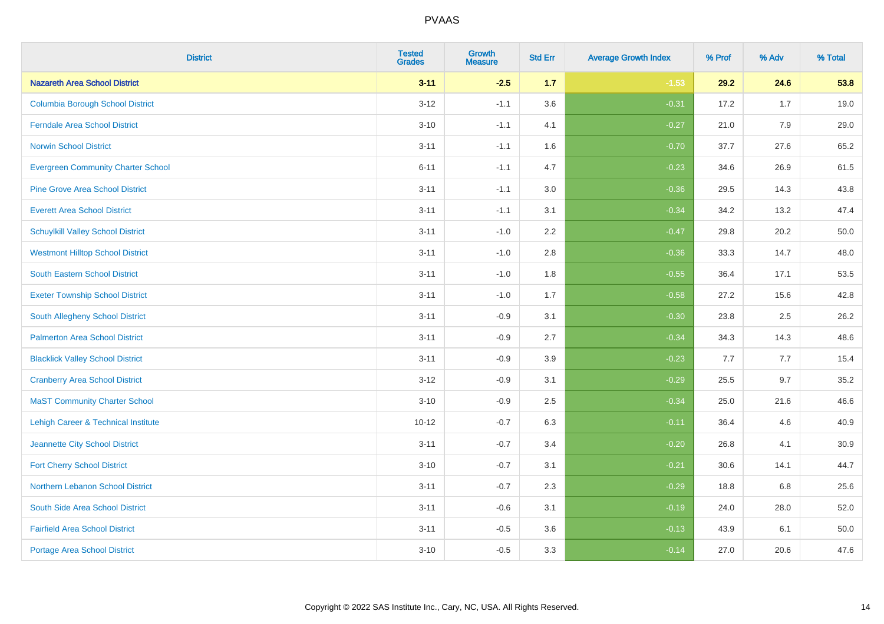| District | Tested Grades | Growth Measure | Std Err | Average Growth Index | % Prof | % Adv | % Total |
|---|---|---|---|---|---|---|---|
| **Nazareth Area School District** | **3-11** | **-2.5** | **1.7** | **-1.53** | **29.2** | **24.6** | **53.8** |
| Columbia Borough School District | 3-12 | -1.1 | 3.6 | -0.31 | 17.2 | 1.7 | 19.0 |
| Ferndale Area School District | 3-10 | -1.1 | 4.1 | -0.27 | 21.0 | 7.9 | 29.0 |
| Norwin School District | 3-11 | -1.1 | 1.6 | -0.70 | 37.7 | 27.6 | 65.2 |
| Evergreen Community Charter School | 6-11 | -1.1 | 4.7 | -0.23 | 34.6 | 26.9 | 61.5 |
| Pine Grove Area School District | 3-11 | -1.1 | 3.0 | -0.36 | 29.5 | 14.3 | 43.8 |
| Everett Area School District | 3-11 | -1.1 | 3.1 | -0.34 | 34.2 | 13.2 | 47.4 |
| Schuylkill Valley School District | 3-11 | -1.0 | 2.2 | -0.47 | 29.8 | 20.2 | 50.0 |
| Westmont Hilltop School District | 3-11 | -1.0 | 2.8 | -0.36 | 33.3 | 14.7 | 48.0 |
| South Eastern School District | 3-11 | -1.0 | 1.8 | -0.55 | 36.4 | 17.1 | 53.5 |
| Exeter Township School District | 3-11 | -1.0 | 1.7 | -0.58 | 27.2 | 15.6 | 42.8 |
| South Allegheny School District | 3-11 | -0.9 | 3.1 | -0.30 | 23.8 | 2.5 | 26.2 |
| Palmerton Area School District | 3-11 | -0.9 | 2.7 | -0.34 | 34.3 | 14.3 | 48.6 |
| Blacklick Valley School District | 3-11 | -0.9 | 3.9 | -0.23 | 7.7 | 7.7 | 15.4 |
| Cranberry Area School District | 3-12 | -0.9 | 3.1 | -0.29 | 25.5 | 9.7 | 35.2 |
| MaST Community Charter School | 3-10 | -0.9 | 2.5 | -0.34 | 25.0 | 21.6 | 46.6 |
| Lehigh Career & Technical Institute | 10-12 | -0.7 | 6.3 | -0.11 | 36.4 | 4.6 | 40.9 |
| Jeannette City School District | 3-11 | -0.7 | 3.4 | -0.20 | 26.8 | 4.1 | 30.9 |
| Fort Cherry School District | 3-10 | -0.7 | 3.1 | -0.21 | 30.6 | 14.1 | 44.7 |
| Northern Lebanon School District | 3-11 | -0.7 | 2.3 | -0.29 | 18.8 | 6.8 | 25.6 |
| South Side Area School District | 3-11 | -0.6 | 3.1 | -0.19 | 24.0 | 28.0 | 52.0 |
| Fairfield Area School District | 3-11 | -0.5 | 3.6 | -0.13 | 43.9 | 6.1 | 50.0 |
| Portage Area School District | 3-10 | -0.5 | 3.3 | -0.14 | 27.0 | 20.6 | 47.6 |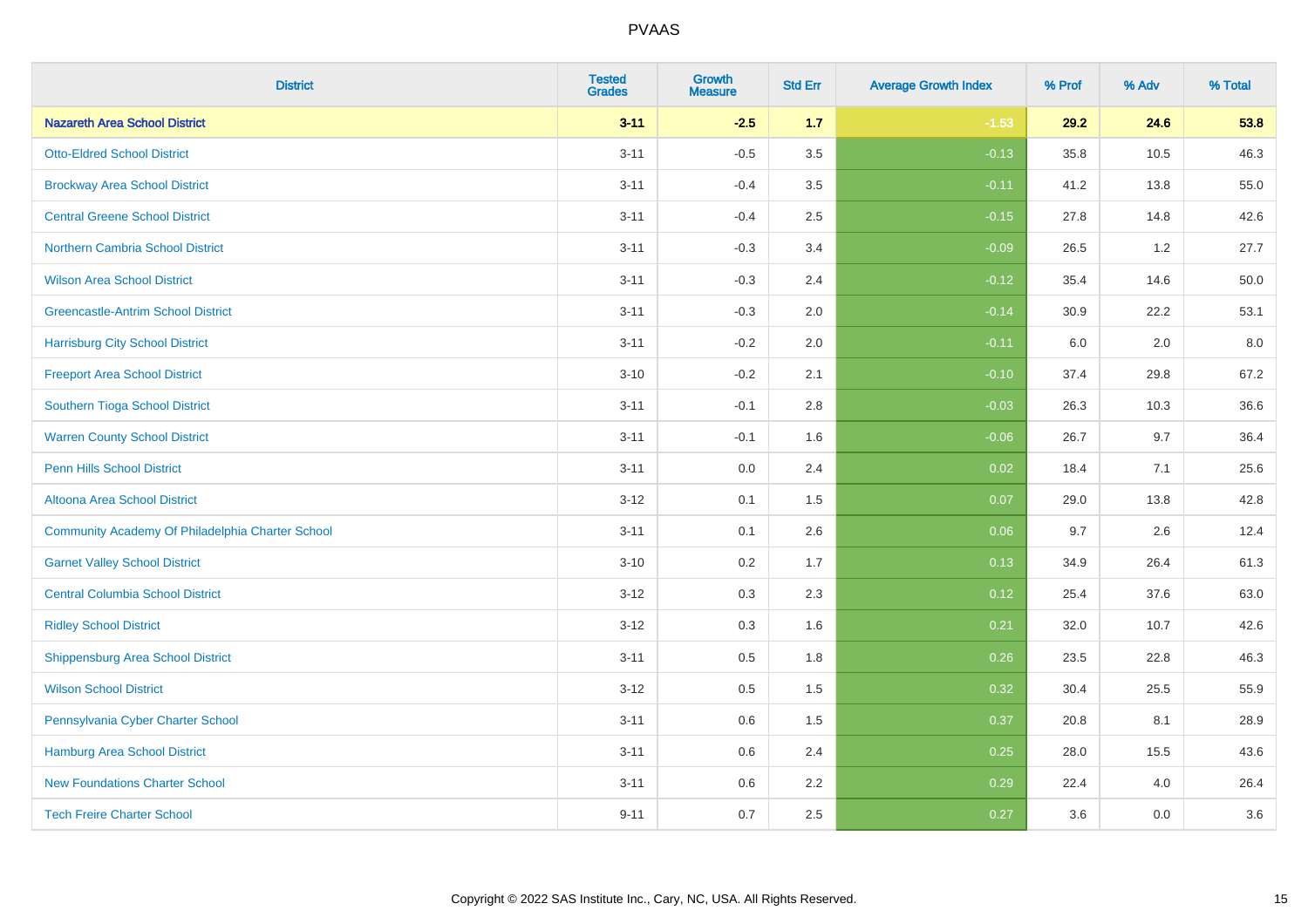PVAAS

| District | Tested Grades | Growth Measure | Std Err | Average Growth Index | % Prof | % Adv | % Total |
|---|---|---|---|---|---|---|---|
| **Nazareth Area School District** | **3-11** | **-2.5** | **1.7** | **-1.53** | **29.2** | **24.6** | **53.8** |
| Otto-Eldred School District | 3-11 | -0.5 | 3.5 | -0.13 | 35.8 | 10.5 | 46.3 |
| Brockway Area School District | 3-11 | -0.4 | 3.5 | -0.11 | 41.2 | 13.8 | 55.0 |
| Central Greene School District | 3-11 | -0.4 | 2.5 | -0.15 | 27.8 | 14.8 | 42.6 |
| Northern Cambria School District | 3-11 | -0.3 | 3.4 | -0.09 | 26.5 | 1.2 | 27.7 |
| Wilson Area School District | 3-11 | -0.3 | 2.4 | -0.12 | 35.4 | 14.6 | 50.0 |
| Greencastle-Antrim School District | 3-11 | -0.3 | 2.0 | -0.14 | 30.9 | 22.2 | 53.1 |
| Harrisburg City School District | 3-11 | -0.2 | 2.0 | -0.11 | 6.0 | 2.0 | 8.0 |
| Freeport Area School District | 3-10 | -0.2 | 2.1 | -0.10 | 37.4 | 29.8 | 67.2 |
| Southern Tioga School District | 3-11 | -0.1 | 2.8 | -0.03 | 26.3 | 10.3 | 36.6 |
| Warren County School District | 3-11 | -0.1 | 1.6 | -0.06 | 26.7 | 9.7 | 36.4 |
| Penn Hills School District | 3-11 | 0.0 | 2.4 | 0.02 | 18.4 | 7.1 | 25.6 |
| Altoona Area School District | 3-12 | 0.1 | 1.5 | 0.07 | 29.0 | 13.8 | 42.8 |
| Community Academy Of Philadelphia Charter School | 3-11 | 0.1 | 2.6 | 0.06 | 9.7 | 2.6 | 12.4 |
| Garnet Valley School District | 3-10 | 0.2 | 1.7 | 0.13 | 34.9 | 26.4 | 61.3 |
| Central Columbia School District | 3-12 | 0.3 | 2.3 | 0.12 | 25.4 | 37.6 | 63.0 |
| Ridley School District | 3-12 | 0.3 | 1.6 | 0.21 | 32.0 | 10.7 | 42.6 |
| Shippensburg Area School District | 3-11 | 0.5 | 1.8 | 0.26 | 23.5 | 22.8 | 46.3 |
| Wilson School District | 3-12 | 0.5 | 1.5 | 0.32 | 30.4 | 25.5 | 55.9 |
| Pennsylvania Cyber Charter School | 3-11 | 0.6 | 1.5 | 0.37 | 20.8 | 8.1 | 28.9 |
| Hamburg Area School District | 3-11 | 0.6 | 2.4 | 0.25 | 28.0 | 15.5 | 43.6 |
| New Foundations Charter School | 3-11 | 0.6 | 2.2 | 0.29 | 22.4 | 4.0 | 26.4 |
| Tech Freire Charter School | 9-11 | 0.7 | 2.5 | 0.27 | 3.6 | 0.0 | 3.6 |

Copyright © 2022 SAS Institute Inc., Cary, NC, USA. All Rights Reserved.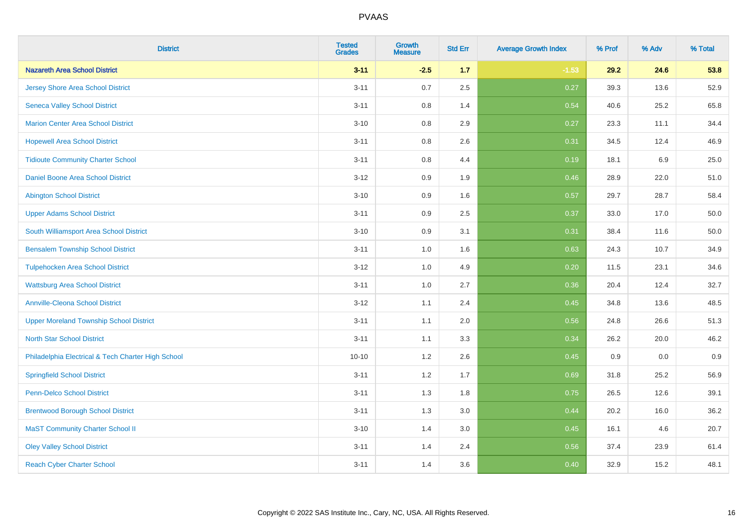| District | Tested Grades | Growth Measure | Std Err | Average Growth Index | % Prof | % Adv | % Total |
|---|---|---|---|---|---|---|---|
| **Nazareth Area School District** | **3-11** | **-2.5** | **1.7** | **-1.53** | **29.2** | **24.6** | **53.8** |
| Jersey Shore Area School District | 3-11 | 0.7 | 2.5 | 0.27 | 39.3 | 13.6 | 52.9 |
| Seneca Valley School District | 3-11 | 0.8 | 1.4 | 0.54 | 40.6 | 25.2 | 65.8 |
| Marion Center Area School District | 3-10 | 0.8 | 2.9 | 0.27 | 23.3 | 11.1 | 34.4 |
| Hopewell Area School District | 3-11 | 0.8 | 2.6 | 0.31 | 34.5 | 12.4 | 46.9 |
| Tidioute Community Charter School | 3-11 | 0.8 | 4.4 | 0.19 | 18.1 | 6.9 | 25.0 |
| Daniel Boone Area School District | 3-12 | 0.9 | 1.9 | 0.46 | 28.9 | 22.0 | 51.0 |
| Abington School District | 3-10 | 0.9 | 1.6 | 0.57 | 29.7 | 28.7 | 58.4 |
| Upper Adams School District | 3-11 | 0.9 | 2.5 | 0.37 | 33.0 | 17.0 | 50.0 |
| South Williamsport Area School District | 3-10 | 0.9 | 3.1 | 0.31 | 38.4 | 11.6 | 50.0 |
| Bensalem Township School District | 3-11 | 1.0 | 1.6 | 0.63 | 24.3 | 10.7 | 34.9 |
| Tulpehocken Area School District | 3-12 | 1.0 | 4.9 | 0.20 | 11.5 | 23.1 | 34.6 |
| Wattsburg Area School District | 3-11 | 1.0 | 2.7 | 0.36 | 20.4 | 12.4 | 32.7 |
| Annville-Cleona School District | 3-12 | 1.1 | 2.4 | 0.45 | 34.8 | 13.6 | 48.5 |
| Upper Moreland Township School District | 3-11 | 1.1 | 2.0 | 0.56 | 24.8 | 26.6 | 51.3 |
| North Star School District | 3-11 | 1.1 | 3.3 | 0.34 | 26.2 | 20.0 | 46.2 |
| Philadelphia Electrical & Tech Charter High School | 10-10 | 1.2 | 2.6 | 0.45 | 0.9 | 0.0 | 0.9 |
| Springfield School District | 3-11 | 1.2 | 1.7 | 0.69 | 31.8 | 25.2 | 56.9 |
| Penn-Delco School District | 3-11 | 1.3 | 1.8 | 0.75 | 26.5 | 12.6 | 39.1 |
| Brentwood Borough School District | 3-11 | 1.3 | 3.0 | 0.44 | 20.2 | 16.0 | 36.2 |
| MaST Community Charter School II | 3-10 | 1.4 | 3.0 | 0.45 | 16.1 | 4.6 | 20.7 |
| Oley Valley School District | 3-11 | 1.4 | 2.4 | 0.56 | 37.4 | 23.9 | 61.4 |
| Reach Cyber Charter School | 3-11 | 1.4 | 3.6 | 0.40 | 32.9 | 15.2 | 48.1 |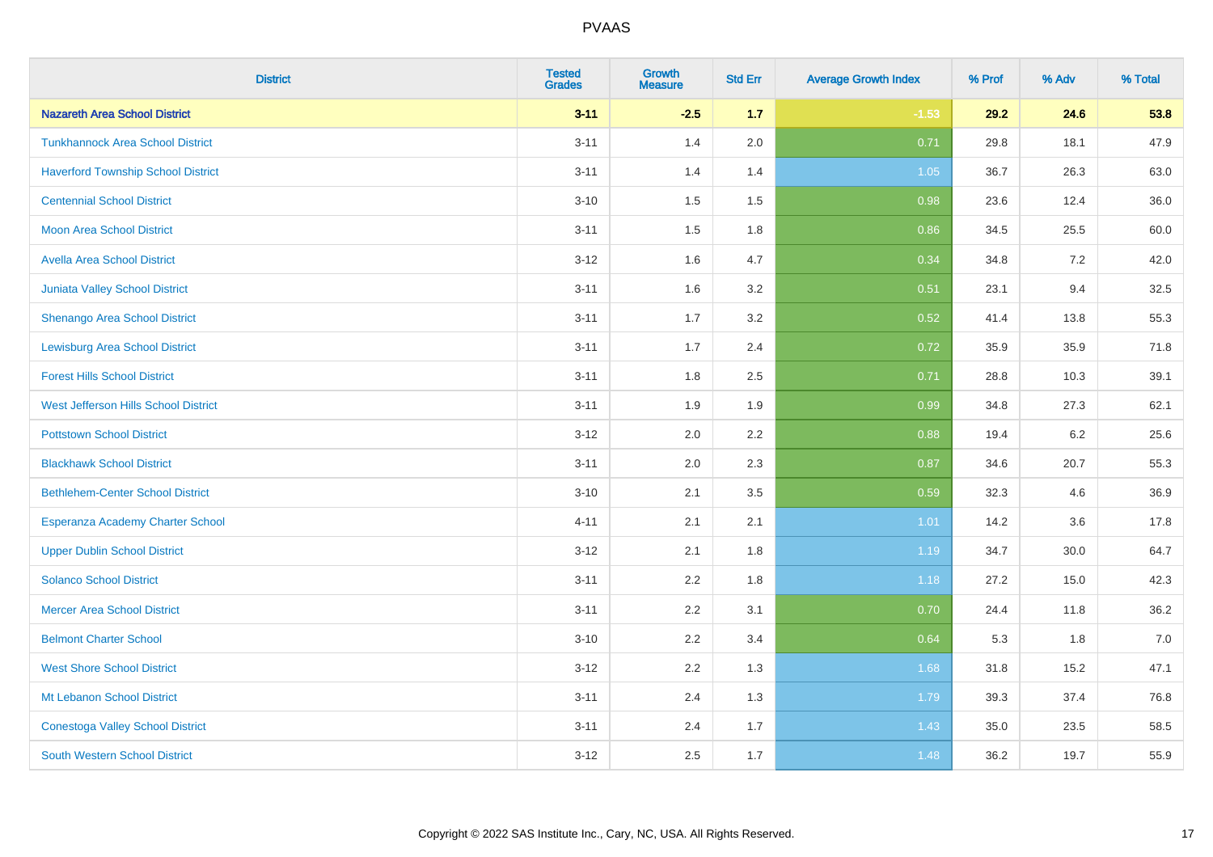# PVAAS

| District | Tested Grades | Growth Measure | Std Err | Average Growth Index | % Prof | % Adv | % Total |
|---|---|---|---|---|---|---|---|
| **Nazareth Area School District** | **3-11** | **-2.5** | **1.7** | **-1.53** | **29.2** | **24.6** | **53.8** |
| Tunkhannock Area School District | 3-11 | 1.4 | 2.0 | 0.71 | 29.8 | 18.1 | 47.9 |
| Haverford Township School District | 3-11 | 1.4 | 1.4 | 1.05 | 36.7 | 26.3 | 63.0 |
| Centennial School District | 3-10 | 1.5 | 1.5 | 0.98 | 23.6 | 12.4 | 36.0 |
| Moon Area School District | 3-11 | 1.5 | 1.8 | 0.86 | 34.5 | 25.5 | 60.0 |
| Avella Area School District | 3-12 | 1.6 | 4.7 | 0.34 | 34.8 | 7.2 | 42.0 |
| Juniata Valley School District | 3-11 | 1.6 | 3.2 | 0.51 | 23.1 | 9.4 | 32.5 |
| Shenango Area School District | 3-11 | 1.7 | 3.2 | 0.52 | 41.4 | 13.8 | 55.3 |
| Lewisburg Area School District | 3-11 | 1.7 | 2.4 | 0.72 | 35.9 | 35.9 | 71.8 |
| Forest Hills School District | 3-11 | 1.8 | 2.5 | 0.71 | 28.8 | 10.3 | 39.1 |
| West Jefferson Hills School District | 3-11 | 1.9 | 1.9 | 0.99 | 34.8 | 27.3 | 62.1 |
| Pottstown School District | 3-12 | 2.0 | 2.2 | 0.88 | 19.4 | 6.2 | 25.6 |
| Blackhawk School District | 3-11 | 2.0 | 2.3 | 0.87 | 34.6 | 20.7 | 55.3 |
| Bethlehem-Center School District | 3-10 | 2.1 | 3.5 | 0.59 | 32.3 | 4.6 | 36.9 |
| Esperanza Academy Charter School | 4-11 | 2.1 | 2.1 | 1.01 | 14.2 | 3.6 | 17.8 |
| Upper Dublin School District | 3-12 | 2.1 | 1.8 | 1.19 | 34.7 | 30.0 | 64.7 |
| Solanco School District | 3-11 | 2.2 | 1.8 | 1.18 | 27.2 | 15.0 | 42.3 |
| Mercer Area School District | 3-11 | 2.2 | 3.1 | 0.70 | 24.4 | 11.8 | 36.2 |
| Belmont Charter School | 3-10 | 2.2 | 3.4 | 0.64 | 5.3 | 1.8 | 7.0 |
| West Shore School District | 3-12 | 2.2 | 1.3 | 1.68 | 31.8 | 15.2 | 47.1 |
| Mt Lebanon School District | 3-11 | 2.4 | 1.3 | 1.79 | 39.3 | 37.4 | 76.8 |
| Conestoga Valley School District | 3-11 | 2.4 | 1.7 | 1.43 | 35.0 | 23.5 | 58.5 |
| South Western School District | 3-12 | 2.5 | 1.7 | 1.48 | 36.2 | 19.7 | 55.9 |

Copyright © 2022 SAS Institute Inc., Cary, NC, USA. All Rights Reserved.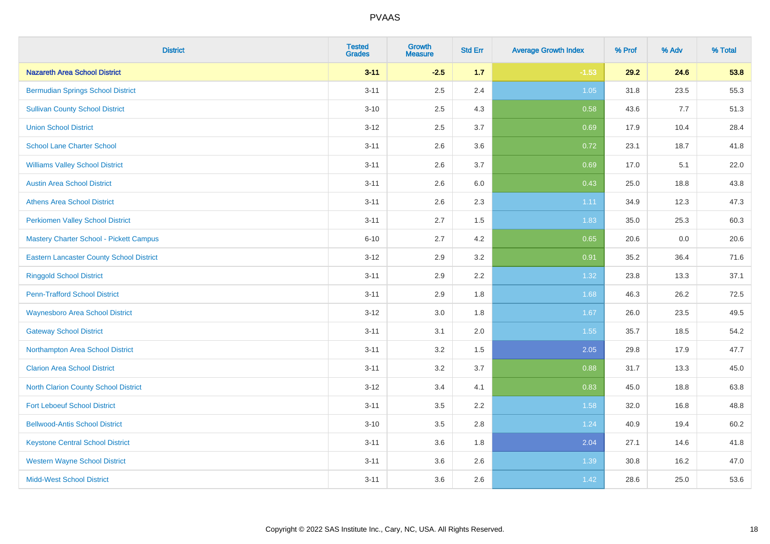| District | Tested Grades | Growth Measure | Std Err | Average Growth Index | % Prof | % Adv | % Total |
|---|---|---|---|---|---|---|---|
| **Nazareth Area School District** | **3-11** | **-2.5** | **1.7** | **-1.53** | **29.2** | **24.6** | **53.8** |
| Bermudian Springs School District | 3-11 | 2.5 | 2.4 | 1.05 | 31.8 | 23.5 | 55.3 |
| Sullivan County School District | 3-10 | 2.5 | 4.3 | 0.58 | 43.6 | 7.7 | 51.3 |
| Union School District | 3-12 | 2.5 | 3.7 | 0.69 | 17.9 | 10.4 | 28.4 |
| School Lane Charter School | 3-11 | 2.6 | 3.6 | 0.72 | 23.1 | 18.7 | 41.8 |
| Williams Valley School District | 3-11 | 2.6 | 3.7 | 0.69 | 17.0 | 5.1 | 22.0 |
| Austin Area School District | 3-11 | 2.6 | 6.0 | 0.43 | 25.0 | 18.8 | 43.8 |
| Athens Area School District | 3-11 | 2.6 | 2.3 | 1.11 | 34.9 | 12.3 | 47.3 |
| Perkiomen Valley School District | 3-11 | 2.7 | 1.5 | 1.83 | 35.0 | 25.3 | 60.3 |
| Mastery Charter School - Pickett Campus | 6-10 | 2.7 | 4.2 | 0.65 | 20.6 | 0.0 | 20.6 |
| Eastern Lancaster County School District | 3-12 | 2.9 | 3.2 | 0.91 | 35.2 | 36.4 | 71.6 |
| Ringgold School District | 3-11 | 2.9 | 2.2 | 1.32 | 23.8 | 13.3 | 37.1 |
| Penn-Trafford School District | 3-11 | 2.9 | 1.8 | 1.68 | 46.3 | 26.2 | 72.5 |
| Waynesboro Area School District | 3-12 | 3.0 | 1.8 | 1.67 | 26.0 | 23.5 | 49.5 |
| Gateway School District | 3-11 | 3.1 | 2.0 | 1.55 | 35.7 | 18.5 | 54.2 |
| Northampton Area School District | 3-11 | 3.2 | 1.5 | 2.05 | 29.8 | 17.9 | 47.7 |
| Clarion Area School District | 3-11 | 3.2 | 3.7 | 0.88 | 31.7 | 13.3 | 45.0 |
| North Clarion County School District | 3-12 | 3.4 | 4.1 | 0.83 | 45.0 | 18.8 | 63.8 |
| Fort Leboeuf School District | 3-11 | 3.5 | 2.2 | 1.58 | 32.0 | 16.8 | 48.8 |
| Bellwood-Antis School District | 3-10 | 3.5 | 2.8 | 1.24 | 40.9 | 19.4 | 60.2 |
| Keystone Central School District | 3-11 | 3.6 | 1.8 | 2.04 | 27.1 | 14.6 | 41.8 |
| Western Wayne School District | 3-11 | 3.6 | 2.6 | 1.39 | 30.8 | 16.2 | 47.0 |
| Midd-West School District | 3-11 | 3.6 | 2.6 | 1.42 | 28.6 | 25.0 | 53.6 |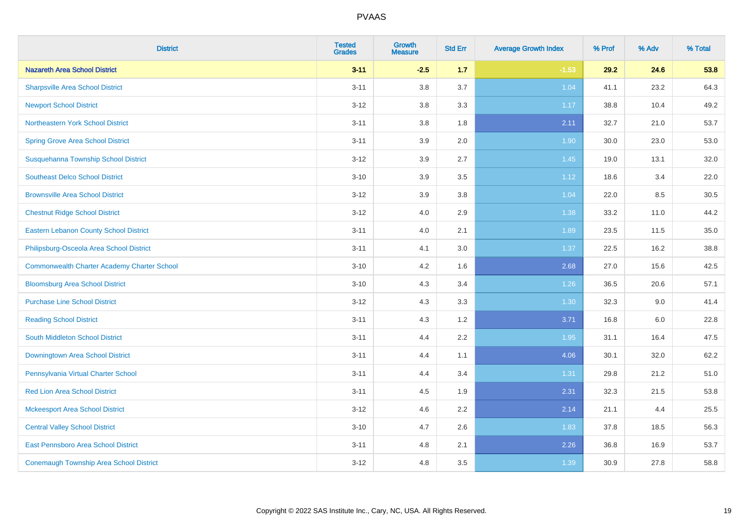| District | Tested Grades | Growth Measure | Std Err | Average Growth Index | % Prof | % Adv | % Total |
|---|---|---|---|---|---|---|---|
| **Nazareth Area School District** | **3-11** | **-2.5** | **1.7** | **-1.53** | **29.2** | **24.6** | **53.8** |
| Sharpsville Area School District | 3-11 | 3.8 | 3.7 | 1.04 | 41.1 | 23.2 | 64.3 |
| Newport School District | 3-12 | 3.8 | 3.3 | 1.17 | 38.8 | 10.4 | 49.2 |
| Northeastern York School District | 3-11 | 3.8 | 1.8 | 2.11 | 32.7 | 21.0 | 53.7 |
| Spring Grove Area School District | 3-11 | 3.9 | 2.0 | 1.90 | 30.0 | 23.0 | 53.0 |
| Susquehanna Township School District | 3-12 | 3.9 | 2.7 | 1.45 | 19.0 | 13.1 | 32.0 |
| Southeast Delco School District | 3-10 | 3.9 | 3.5 | 1.12 | 18.6 | 3.4 | 22.0 |
| Brownsville Area School District | 3-12 | 3.9 | 3.8 | 1.04 | 22.0 | 8.5 | 30.5 |
| Chestnut Ridge School District | 3-12 | 4.0 | 2.9 | 1.38 | 33.2 | 11.0 | 44.2 |
| Eastern Lebanon County School District | 3-11 | 4.0 | 2.1 | 1.89 | 23.5 | 11.5 | 35.0 |
| Philipsburg-Osceola Area School District | 3-11 | 4.1 | 3.0 | 1.37 | 22.5 | 16.2 | 38.8 |
| Commonwealth Charter Academy Charter School | 3-10 | 4.2 | 1.6 | 2.68 | 27.0 | 15.6 | 42.5 |
| Bloomsburg Area School District | 3-10 | 4.3 | 3.4 | 1.26 | 36.5 | 20.6 | 57.1 |
| Purchase Line School District | 3-12 | 4.3 | 3.3 | 1.30 | 32.3 | 9.0 | 41.4 |
| Reading School District | 3-11 | 4.3 | 1.2 | 3.71 | 16.8 | 6.0 | 22.8 |
| South Middleton School District | 3-11 | 4.4 | 2.2 | 1.95 | 31.1 | 16.4 | 47.5 |
| Downingtown Area School District | 3-11 | 4.4 | 1.1 | 4.06 | 30.1 | 32.0 | 62.2 |
| Pennsylvania Virtual Charter School | 3-11 | 4.4 | 3.4 | 1.31 | 29.8 | 21.2 | 51.0 |
| Red Lion Area School District | 3-11 | 4.5 | 1.9 | 2.31 | 32.3 | 21.5 | 53.8 |
| Mckeesport Area School District | 3-12 | 4.6 | 2.2 | 2.14 | 21.1 | 4.4 | 25.5 |
| Central Valley School District | 3-10 | 4.7 | 2.6 | 1.83 | 37.8 | 18.5 | 56.3 |
| East Pennsboro Area School District | 3-11 | 4.8 | 2.1 | 2.26 | 36.8 | 16.9 | 53.7 |
| Conemaugh Township Area School District | 3-12 | 4.8 | 3.5 | 1.39 | 30.9 | 27.8 | 58.8 |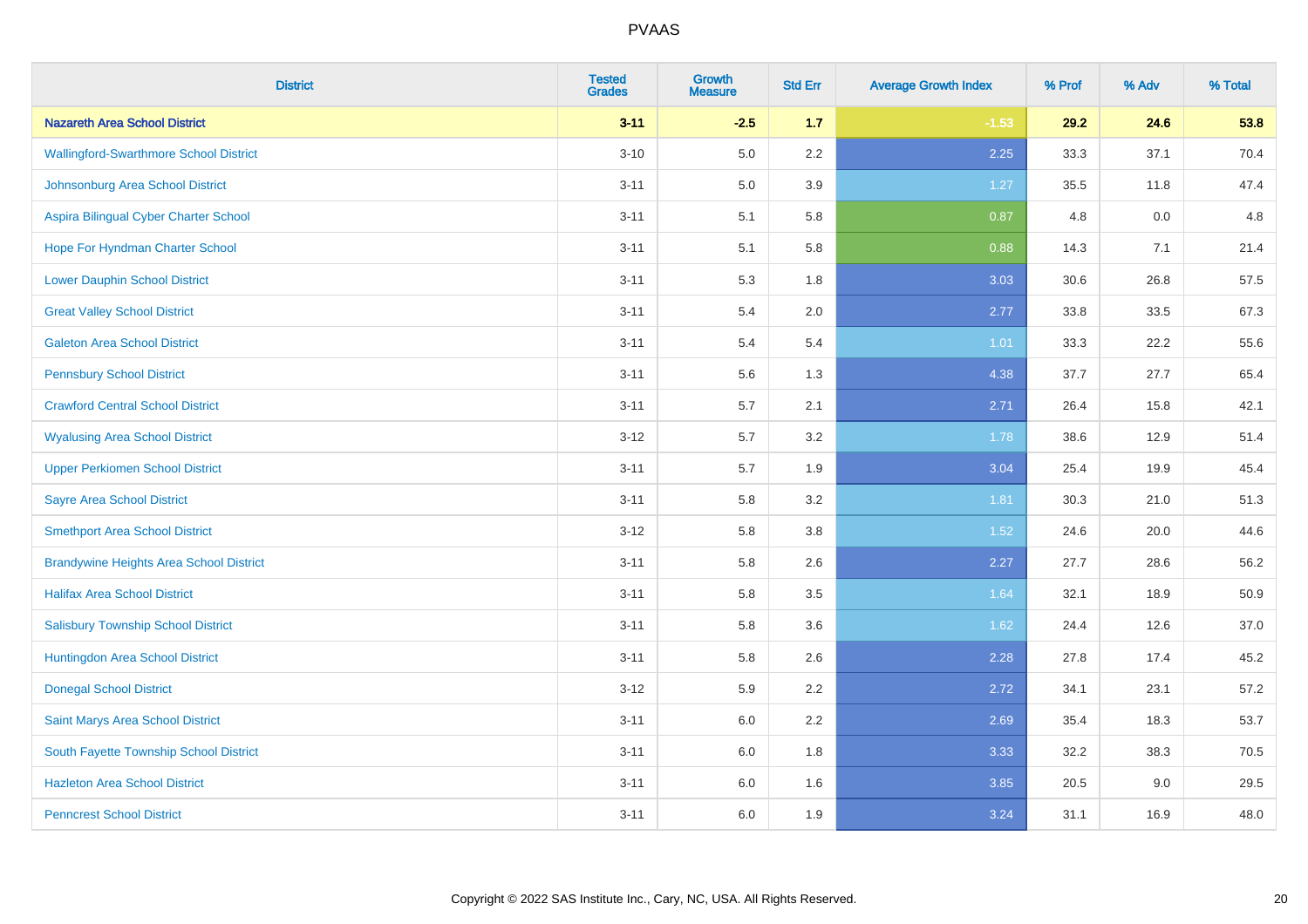| District | Tested Grades | Growth Measure | Std Err | Average Growth Index | % Prof | % Adv | % Total |
|---|---|---|---|---|---|---|---|
| **Nazareth Area School District** | **3-11** | **-2.5** | **1.7** | **-1.53** | **29.2** | **24.6** | **53.8** |
| Wallingford-Swarthmore School District | 3-10 | 5.0 | 2.2 | 2.25 | 33.3 | 37.1 | 70.4 |
| Johnsonburg Area School District | 3-11 | 5.0 | 3.9 | 1.27 | 35.5 | 11.8 | 47.4 |
| Aspira Bilingual Cyber Charter School | 3-11 | 5.1 | 5.8 | 0.87 | 4.8 | 0.0 | 4.8 |
| Hope For Hyndman Charter School | 3-11 | 5.1 | 5.8 | 0.88 | 14.3 | 7.1 | 21.4 |
| Lower Dauphin School District | 3-11 | 5.3 | 1.8 | 3.03 | 30.6 | 26.8 | 57.5 |
| Great Valley School District | 3-11 | 5.4 | 2.0 | 2.77 | 33.8 | 33.5 | 67.3 |
| Galeton Area School District | 3-11 | 5.4 | 5.4 | 1.01 | 33.3 | 22.2 | 55.6 |
| Pennsbury School District | 3-11 | 5.6 | 1.3 | 4.38 | 37.7 | 27.7 | 65.4 |
| Crawford Central School District | 3-11 | 5.7 | 2.1 | 2.71 | 26.4 | 15.8 | 42.1 |
| Wyalusing Area School District | 3-12 | 5.7 | 3.2 | 1.78 | 38.6 | 12.9 | 51.4 |
| Upper Perkiomen School District | 3-11 | 5.7 | 1.9 | 3.04 | 25.4 | 19.9 | 45.4 |
| Sayre Area School District | 3-11 | 5.8 | 3.2 | 1.81 | 30.3 | 21.0 | 51.3 |
| Smethport Area School District | 3-12 | 5.8 | 3.8 | 1.52 | 24.6 | 20.0 | 44.6 |
| Brandywine Heights Area School District | 3-11 | 5.8 | 2.6 | 2.27 | 27.7 | 28.6 | 56.2 |
| Halifax Area School District | 3-11 | 5.8 | 3.5 | 1.64 | 32.1 | 18.9 | 50.9 |
| Salisbury Township School District | 3-11 | 5.8 | 3.6 | 1.62 | 24.4 | 12.6 | 37.0 |
| Huntingdon Area School District | 3-11 | 5.8 | 2.6 | 2.28 | 27.8 | 17.4 | 45.2 |
| Donegal School District | 3-12 | 5.9 | 2.2 | 2.72 | 34.1 | 23.1 | 57.2 |
| Saint Marys Area School District | 3-11 | 6.0 | 2.2 | 2.69 | 35.4 | 18.3 | 53.7 |
| South Fayette Township School District | 3-11 | 6.0 | 1.8 | 3.33 | 32.2 | 38.3 | 70.5 |
| Hazleton Area School District | 3-11 | 6.0 | 1.6 | 3.85 | 20.5 | 9.0 | 29.5 |
| Penncrest School District | 3-11 | 6.0 | 1.9 | 3.24 | 31.1 | 16.9 | 48.0 |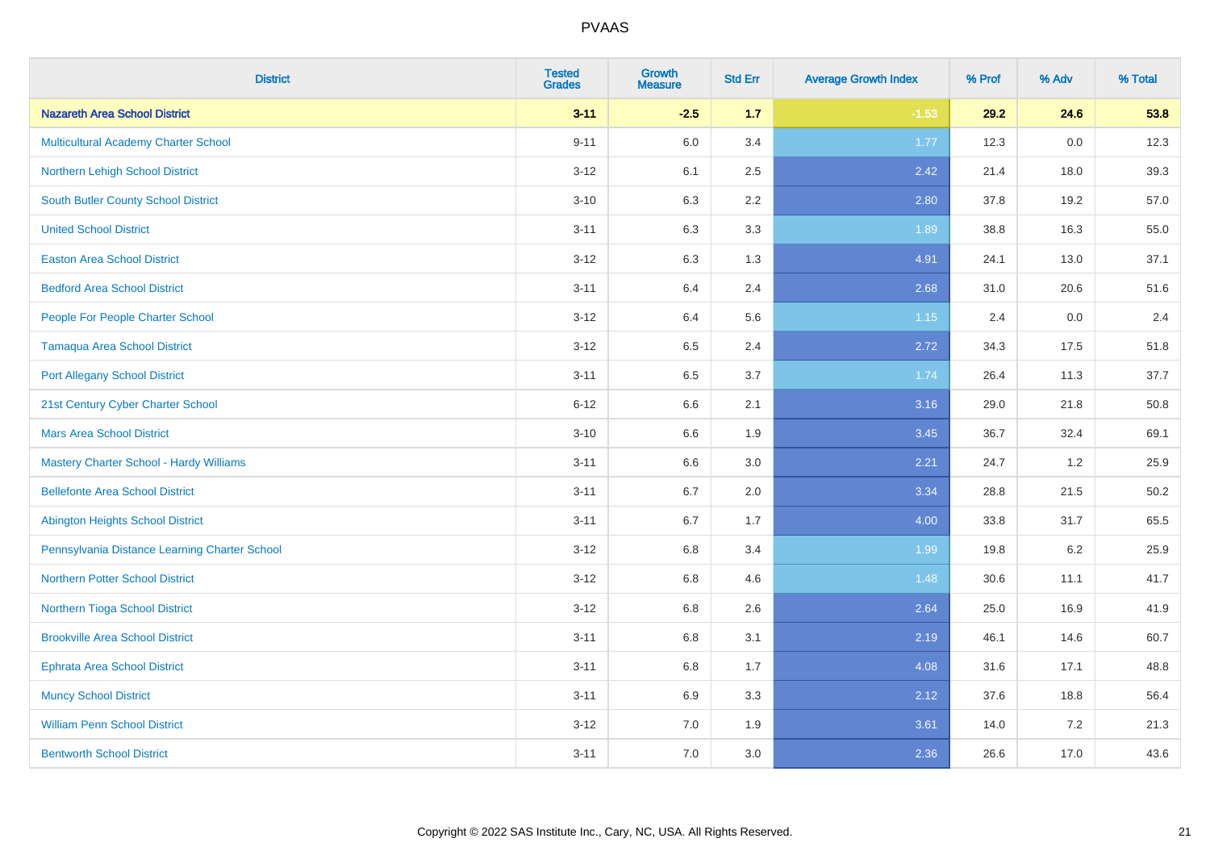PVAAS

| District | Tested Grades | Growth Measure | Std Err | Average Growth Index | % Prof | % Adv | % Total |
|---|---|---|---|---|---|---|---|
| **Nazareth Area School District** | **3-11** | **-2.5** | **1.7** | **-1.53** | **29.2** | **24.6** | **53.8** |
| Multicultural Academy Charter School | 9-11 | 6.0 | 3.4 | 1.77 | 12.3 | 0.0 | 12.3 |
| Northern Lehigh School District | 3-12 | 6.1 | 2.5 | 2.42 | 21.4 | 18.0 | 39.3 |
| South Butler County School District | 3-10 | 6.3 | 2.2 | 2.80 | 37.8 | 19.2 | 57.0 |
| United School District | 3-11 | 6.3 | 3.3 | 1.89 | 38.8 | 16.3 | 55.0 |
| Easton Area School District | 3-12 | 6.3 | 1.3 | 4.91 | 24.1 | 13.0 | 37.1 |
| Bedford Area School District | 3-11 | 6.4 | 2.4 | 2.68 | 31.0 | 20.6 | 51.6 |
| People For People Charter School | 3-12 | 6.4 | 5.6 | 1.15 | 2.4 | 0.0 | 2.4 |
| Tamaqua Area School District | 3-12 | 6.5 | 2.4 | 2.72 | 34.3 | 17.5 | 51.8 |
| Port Allegany School District | 3-11 | 6.5 | 3.7 | 1.74 | 26.4 | 11.3 | 37.7 |
| 21st Century Cyber Charter School | 6-12 | 6.6 | 2.1 | 3.16 | 29.0 | 21.8 | 50.8 |
| Mars Area School District | 3-10 | 6.6 | 1.9 | 3.45 | 36.7 | 32.4 | 69.1 |
| Mastery Charter School - Hardy Williams | 3-11 | 6.6 | 3.0 | 2.21 | 24.7 | 1.2 | 25.9 |
| Bellefonte Area School District | 3-11 | 6.7 | 2.0 | 3.34 | 28.8 | 21.5 | 50.2 |
| Abington Heights School District | 3-11 | 6.7 | 1.7 | 4.00 | 33.8 | 31.7 | 65.5 |
| Pennsylvania Distance Learning Charter School | 3-12 | 6.8 | 3.4 | 1.99 | 19.8 | 6.2 | 25.9 |
| Northern Potter School District | 3-12 | 6.8 | 4.6 | 1.48 | 30.6 | 11.1 | 41.7 |
| Northern Tioga School District | 3-12 | 6.8 | 2.6 | 2.64 | 25.0 | 16.9 | 41.9 |
| Brookville Area School District | 3-11 | 6.8 | 3.1 | 2.19 | 46.1 | 14.6 | 60.7 |
| Ephrata Area School District | 3-11 | 6.8 | 1.7 | 4.08 | 31.6 | 17.1 | 48.8 |
| Muncy School District | 3-11 | 6.9 | 3.3 | 2.12 | 37.6 | 18.8 | 56.4 |
| William Penn School District | 3-12 | 7.0 | 1.9 | 3.61 | 14.0 | 7.2 | 21.3 |
| Bentworth School District | 3-11 | 7.0 | 3.0 | 2.36 | 26.6 | 17.0 | 43.6 |

Copyright © 2022 SAS Institute Inc., Cary, NC, USA. All Rights Reserved.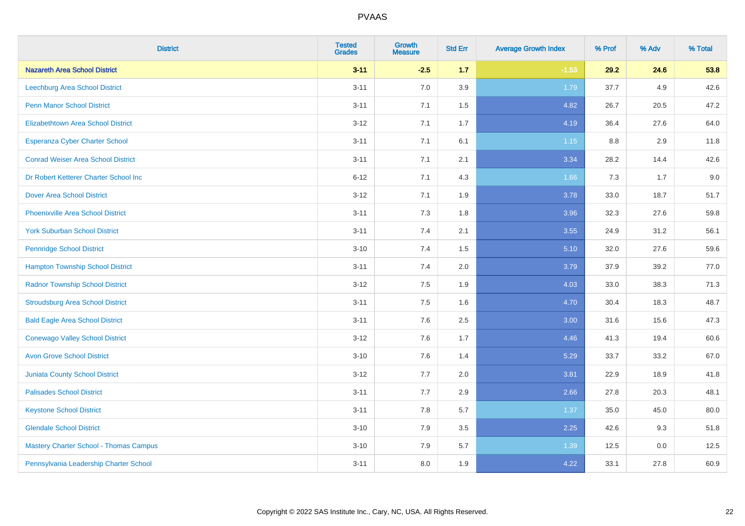# PVAAS

| District | Tested Grades | Growth Measure | Std Err | Average Growth Index | % Prof | % Adv | % Total |
|---|---|---|---|---|---|---|---|
| **Nazareth Area School District** | **3-11** | **-2.5** | **1.7** | **-1.53** | **29.2** | **24.6** | **53.8** |
| Leechburg Area School District | 3-11 | 7.0 | 3.9 | 1.79 | 37.7 | 4.9 | 42.6 |
| Penn Manor School District | 3-11 | 7.1 | 1.5 | 4.82 | 26.7 | 20.5 | 47.2 |
| Elizabethtown Area School District | 3-12 | 7.1 | 1.7 | 4.19 | 36.4 | 27.6 | 64.0 |
| Esperanza Cyber Charter School | 3-11 | 7.1 | 6.1 | 1.15 | 8.8 | 2.9 | 11.8 |
| Conrad Weiser Area School District | 3-11 | 7.1 | 2.1 | 3.34 | 28.2 | 14.4 | 42.6 |
| Dr Robert Ketterer Charter School Inc | 6-12 | 7.1 | 4.3 | 1.66 | 7.3 | 1.7 | 9.0 |
| Dover Area School District | 3-12 | 7.1 | 1.9 | 3.78 | 33.0 | 18.7 | 51.7 |
| Phoenixville Area School District | 3-11 | 7.3 | 1.8 | 3.96 | 32.3 | 27.6 | 59.8 |
| York Suburban School District | 3-11 | 7.4 | 2.1 | 3.55 | 24.9 | 31.2 | 56.1 |
| Pennridge School District | 3-10 | 7.4 | 1.5 | 5.10 | 32.0 | 27.6 | 59.6 |
| Hampton Township School District | 3-11 | 7.4 | 2.0 | 3.79 | 37.9 | 39.2 | 77.0 |
| Radnor Township School District | 3-12 | 7.5 | 1.9 | 4.03 | 33.0 | 38.3 | 71.3 |
| Stroudsburg Area School District | 3-11 | 7.5 | 1.6 | 4.70 | 30.4 | 18.3 | 48.7 |
| Bald Eagle Area School District | 3-11 | 7.6 | 2.5 | 3.00 | 31.6 | 15.6 | 47.3 |
| Conewago Valley School District | 3-12 | 7.6 | 1.7 | 4.46 | 41.3 | 19.4 | 60.6 |
| Avon Grove School District | 3-10 | 7.6 | 1.4 | 5.29 | 33.7 | 33.2 | 67.0 |
| Juniata County School District | 3-12 | 7.7 | 2.0 | 3.81 | 22.9 | 18.9 | 41.8 |
| Palisades School District | 3-11 | 7.7 | 2.9 | 2.66 | 27.8 | 20.3 | 48.1 |
| Keystone School District | 3-11 | 7.8 | 5.7 | 1.37 | 35.0 | 45.0 | 80.0 |
| Glendale School District | 3-10 | 7.9 | 3.5 | 2.25 | 42.6 | 9.3 | 51.8 |
| Mastery Charter School - Thomas Campus | 3-10 | 7.9 | 5.7 | 1.39 | 12.5 | 0.0 | 12.5 |
| Pennsylvania Leadership Charter School | 3-11 | 8.0 | 1.9 | 4.22 | 33.1 | 27.8 | 60.9 |

Copyright © 2022 SAS Institute Inc., Cary, NC, USA. All Rights Reserved.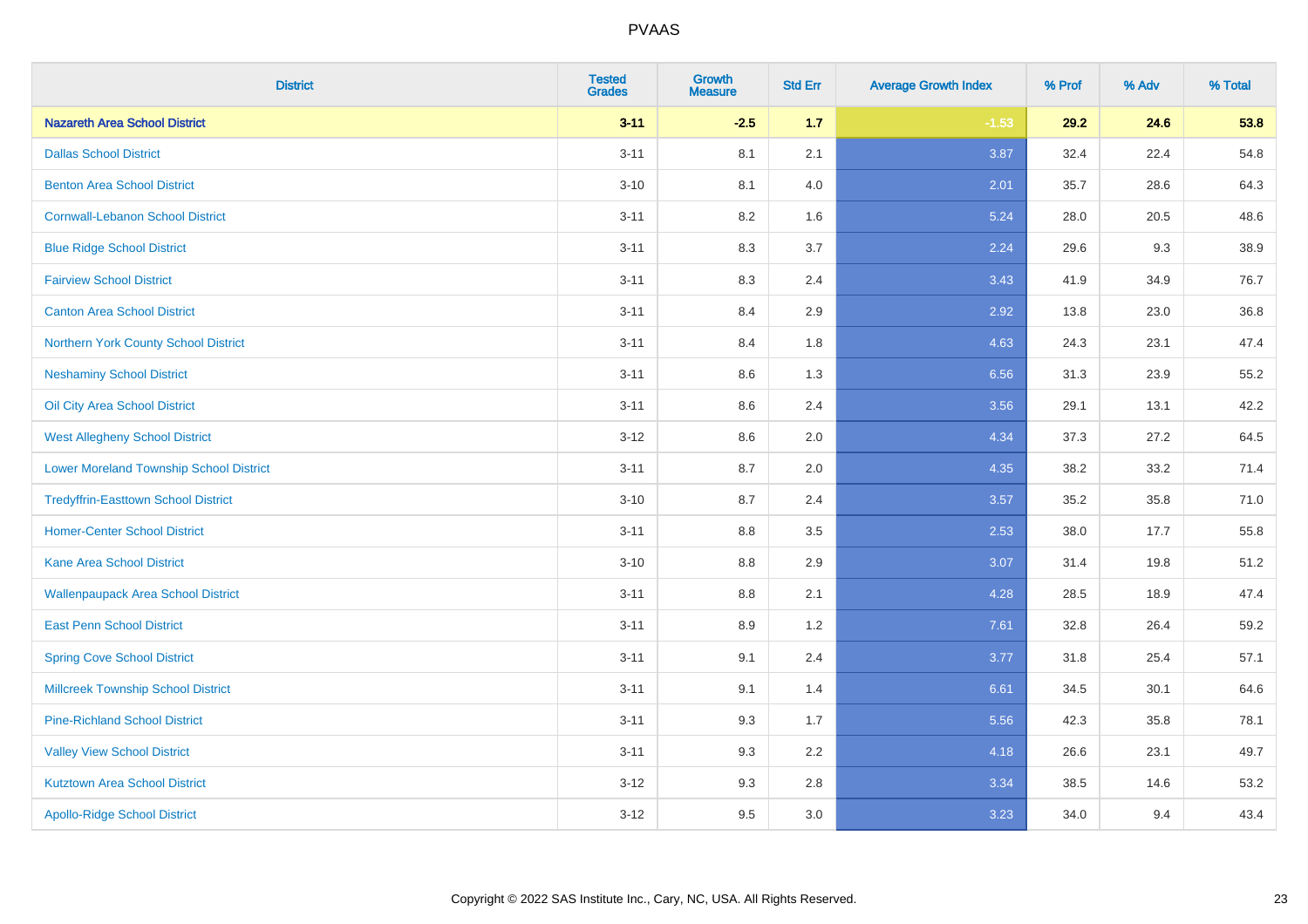| District | Tested Grades | Growth Measure | Std Err | Average Growth Index | % Prof | % Adv | % Total |
|---|---|---|---|---|---|---|---|
| **Nazareth Area School District** | **3-11** | **-2.5** | **1.7** | **-1.53** | **29.2** | **24.6** | **53.8** |
| Dallas School District | 3-11 | 8.1 | 2.1 | 3.87 | 32.4 | 22.4 | 54.8 |
| Benton Area School District | 3-10 | 8.1 | 4.0 | 2.01 | 35.7 | 28.6 | 64.3 |
| Cornwall-Lebanon School District | 3-11 | 8.2 | 1.6 | 5.24 | 28.0 | 20.5 | 48.6 |
| Blue Ridge School District | 3-11 | 8.3 | 3.7 | 2.24 | 29.6 | 9.3 | 38.9 |
| Fairview School District | 3-11 | 8.3 | 2.4 | 3.43 | 41.9 | 34.9 | 76.7 |
| Canton Area School District | 3-11 | 8.4 | 2.9 | 2.92 | 13.8 | 23.0 | 36.8 |
| Northern York County School District | 3-11 | 8.4 | 1.8 | 4.63 | 24.3 | 23.1 | 47.4 |
| Neshaminy School District | 3-11 | 8.6 | 1.3 | 6.56 | 31.3 | 23.9 | 55.2 |
| Oil City Area School District | 3-11 | 8.6 | 2.4 | 3.56 | 29.1 | 13.1 | 42.2 |
| West Allegheny School District | 3-12 | 8.6 | 2.0 | 4.34 | 37.3 | 27.2 | 64.5 |
| Lower Moreland Township School District | 3-11 | 8.7 | 2.0 | 4.35 | 38.2 | 33.2 | 71.4 |
| Tredyffrin-Easttown School District | 3-10 | 8.7 | 2.4 | 3.57 | 35.2 | 35.8 | 71.0 |
| Homer-Center School District | 3-11 | 8.8 | 3.5 | 2.53 | 38.0 | 17.7 | 55.8 |
| Kane Area School District | 3-10 | 8.8 | 2.9 | 3.07 | 31.4 | 19.8 | 51.2 |
| Wallenpaupack Area School District | 3-11 | 8.8 | 2.1 | 4.28 | 28.5 | 18.9 | 47.4 |
| East Penn School District | 3-11 | 8.9 | 1.2 | 7.61 | 32.8 | 26.4 | 59.2 |
| Spring Cove School District | 3-11 | 9.1 | 2.4 | 3.77 | 31.8 | 25.4 | 57.1 |
| Millcreek Township School District | 3-11 | 9.1 | 1.4 | 6.61 | 34.5 | 30.1 | 64.6 |
| Pine-Richland School District | 3-11 | 9.3 | 1.7 | 5.56 | 42.3 | 35.8 | 78.1 |
| Valley View School District | 3-11 | 9.3 | 2.2 | 4.18 | 26.6 | 23.1 | 49.7 |
| Kutztown Area School District | 3-12 | 9.3 | 2.8 | 3.34 | 38.5 | 14.6 | 53.2 |
| Apollo-Ridge School District | 3-12 | 9.5 | 3.0 | 3.23 | 34.0 | 9.4 | 43.4 |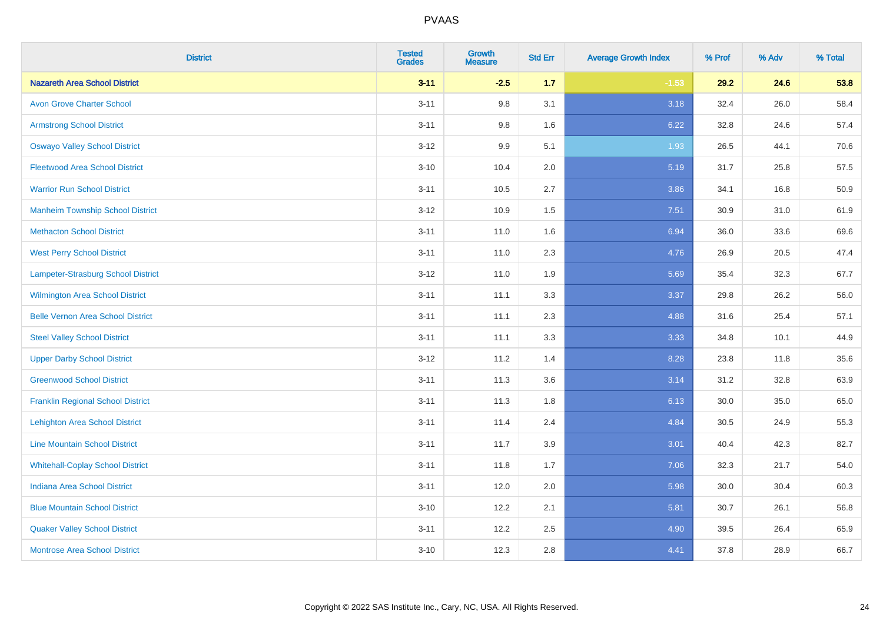| District | Tested Grades | Growth Measure | Std Err | Average Growth Index | % Prof | % Adv | % Total |
|---|---|---|---|---|---|---|---|
| **Nazareth Area School District** | **3-11** | **-2.5** | **1.7** | **-1.53** | **29.2** | **24.6** | **53.8** |
| Avon Grove Charter School | 3-11 | 9.8 | 3.1 | 3.18 | 32.4 | 26.0 | 58.4 |
| Armstrong School District | 3-11 | 9.8 | 1.6 | 6.22 | 32.8 | 24.6 | 57.4 |
| Oswayo Valley School District | 3-12 | 9.9 | 5.1 | 1.93 | 26.5 | 44.1 | 70.6 |
| Fleetwood Area School District | 3-10 | 10.4 | 2.0 | 5.19 | 31.7 | 25.8 | 57.5 |
| Warrior Run School District | 3-11 | 10.5 | 2.7 | 3.86 | 34.1 | 16.8 | 50.9 |
| Manheim Township School District | 3-12 | 10.9 | 1.5 | 7.51 | 30.9 | 31.0 | 61.9 |
| Methacton School District | 3-11 | 11.0 | 1.6 | 6.94 | 36.0 | 33.6 | 69.6 |
| West Perry School District | 3-11 | 11.0 | 2.3 | 4.76 | 26.9 | 20.5 | 47.4 |
| Lampeter-Strasburg School District | 3-12 | 11.0 | 1.9 | 5.69 | 35.4 | 32.3 | 67.7 |
| Wilmington Area School District | 3-11 | 11.1 | 3.3 | 3.37 | 29.8 | 26.2 | 56.0 |
| Belle Vernon Area School District | 3-11 | 11.1 | 2.3 | 4.88 | 31.6 | 25.4 | 57.1 |
| Steel Valley School District | 3-11 | 11.1 | 3.3 | 3.33 | 34.8 | 10.1 | 44.9 |
| Upper Darby School District | 3-12 | 11.2 | 1.4 | 8.28 | 23.8 | 11.8 | 35.6 |
| Greenwood School District | 3-11 | 11.3 | 3.6 | 3.14 | 31.2 | 32.8 | 63.9 |
| Franklin Regional School District | 3-11 | 11.3 | 1.8 | 6.13 | 30.0 | 35.0 | 65.0 |
| Lehighton Area School District | 3-11 | 11.4 | 2.4 | 4.84 | 30.5 | 24.9 | 55.3 |
| Line Mountain School District | 3-11 | 11.7 | 3.9 | 3.01 | 40.4 | 42.3 | 82.7 |
| Whitehall-Coplay School District | 3-11 | 11.8 | 1.7 | 7.06 | 32.3 | 21.7 | 54.0 |
| Indiana Area School District | 3-11 | 12.0 | 2.0 | 5.98 | 30.0 | 30.4 | 60.3 |
| Blue Mountain School District | 3-10 | 12.2 | 2.1 | 5.81 | 30.7 | 26.1 | 56.8 |
| Quaker Valley School District | 3-11 | 12.2 | 2.5 | 4.90 | 39.5 | 26.4 | 65.9 |
| Montrose Area School District | 3-10 | 12.3 | 2.8 | 4.41 | 37.8 | 28.9 | 66.7 |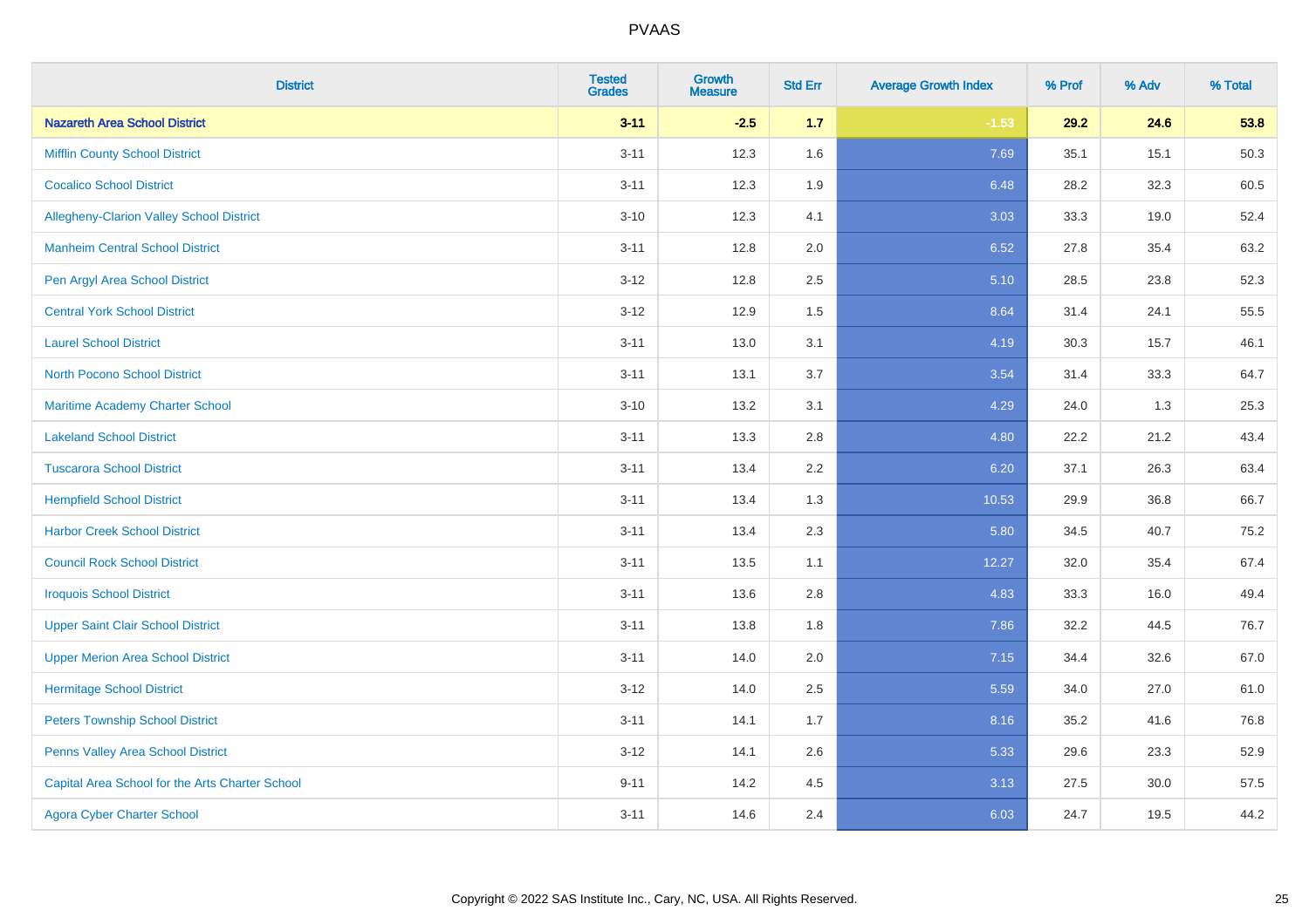| District | Tested Grades | Growth Measure | Std Err | Average Growth Index | % Prof | % Adv | % Total |
|---|---|---|---|---|---|---|---|
| **Nazareth Area School District** | **3-11** | **-2.5** | **1.7** | **-1.53** | **29.2** | **24.6** | **53.8** |
| Mifflin County School District | 3-11 | 12.3 | 1.6 | 7.69 | 35.1 | 15.1 | 50.3 |
| Cocalico School District | 3-11 | 12.3 | 1.9 | 6.48 | 28.2 | 32.3 | 60.5 |
| Allegheny-Clarion Valley School District | 3-10 | 12.3 | 4.1 | 3.03 | 33.3 | 19.0 | 52.4 |
| Manheim Central School District | 3-11 | 12.8 | 2.0 | 6.52 | 27.8 | 35.4 | 63.2 |
| Pen Argyl Area School District | 3-12 | 12.8 | 2.5 | 5.10 | 28.5 | 23.8 | 52.3 |
| Central York School District | 3-12 | 12.9 | 1.5 | 8.64 | 31.4 | 24.1 | 55.5 |
| Laurel School District | 3-11 | 13.0 | 3.1 | 4.19 | 30.3 | 15.7 | 46.1 |
| North Pocono School District | 3-11 | 13.1 | 3.7 | 3.54 | 31.4 | 33.3 | 64.7 |
| Maritime Academy Charter School | 3-10 | 13.2 | 3.1 | 4.29 | 24.0 | 1.3 | 25.3 |
| Lakeland School District | 3-11 | 13.3 | 2.8 | 4.80 | 22.2 | 21.2 | 43.4 |
| Tuscarora School District | 3-11 | 13.4 | 2.2 | 6.20 | 37.1 | 26.3 | 63.4 |
| Hempfield School District | 3-11 | 13.4 | 1.3 | 10.53 | 29.9 | 36.8 | 66.7 |
| Harbor Creek School District | 3-11 | 13.4 | 2.3 | 5.80 | 34.5 | 40.7 | 75.2 |
| Council Rock School District | 3-11 | 13.5 | 1.1 | 12.27 | 32.0 | 35.4 | 67.4 |
| Iroquois School District | 3-11 | 13.6 | 2.8 | 4.83 | 33.3 | 16.0 | 49.4 |
| Upper Saint Clair School District | 3-11 | 13.8 | 1.8 | 7.86 | 32.2 | 44.5 | 76.7 |
| Upper Merion Area School District | 3-11 | 14.0 | 2.0 | 7.15 | 34.4 | 32.6 | 67.0 |
| Hermitage School District | 3-12 | 14.0 | 2.5 | 5.59 | 34.0 | 27.0 | 61.0 |
| Peters Township School District | 3-11 | 14.1 | 1.7 | 8.16 | 35.2 | 41.6 | 76.8 |
| Penns Valley Area School District | 3-12 | 14.1 | 2.6 | 5.33 | 29.6 | 23.3 | 52.9 |
| Capital Area School for the Arts Charter School | 9-11 | 14.2 | 4.5 | 3.13 | 27.5 | 30.0 | 57.5 |
| Agora Cyber Charter School | 3-11 | 14.6 | 2.4 | 6.03 | 24.7 | 19.5 | 44.2 |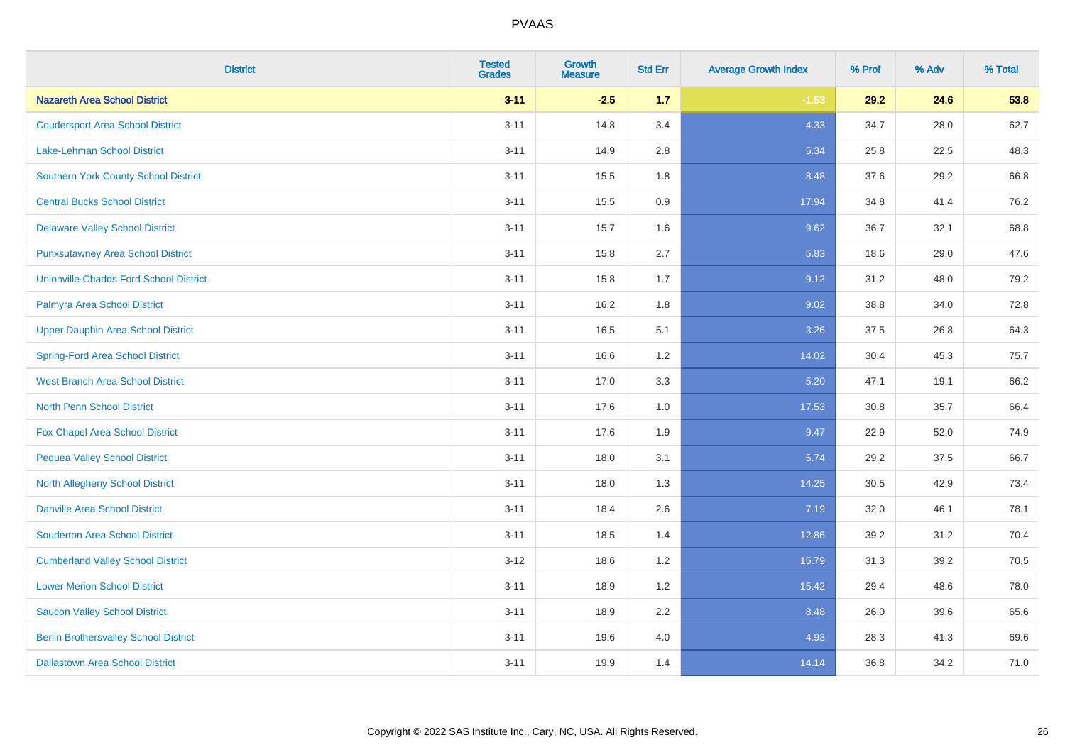# PVAAS

| District | Tested Grades | Growth Measure | Std Err | Average Growth Index | % Prof | % Adv | % Total |
|---|---|---|---|---|---|---|---|
| **Nazareth Area School District** | **3-11** | **-2.5** | **1.7** | **-1.53** | **29.2** | **24.6** | **53.8** |
| Coudersport Area School District | 3-11 | 14.8 | 3.4 | 4.33 | 34.7 | 28.0 | 62.7 |
| Lake-Lehman School District | 3-11 | 14.9 | 2.8 | 5.34 | 25.8 | 22.5 | 48.3 |
| Southern York County School District | 3-11 | 15.5 | 1.8 | 8.48 | 37.6 | 29.2 | 66.8 |
| Central Bucks School District | 3-11 | 15.5 | 0.9 | 17.94 | 34.8 | 41.4 | 76.2 |
| Delaware Valley School District | 3-11 | 15.7 | 1.6 | 9.62 | 36.7 | 32.1 | 68.8 |
| Punxsutawney Area School District | 3-11 | 15.8 | 2.7 | 5.83 | 18.6 | 29.0 | 47.6 |
| Unionville-Chadds Ford School District | 3-11 | 15.8 | 1.7 | 9.12 | 31.2 | 48.0 | 79.2 |
| Palmyra Area School District | 3-11 | 16.2 | 1.8 | 9.02 | 38.8 | 34.0 | 72.8 |
| Upper Dauphin Area School District | 3-11 | 16.5 | 5.1 | 3.26 | 37.5 | 26.8 | 64.3 |
| Spring-Ford Area School District | 3-11 | 16.6 | 1.2 | 14.02 | 30.4 | 45.3 | 75.7 |
| West Branch Area School District | 3-11 | 17.0 | 3.3 | 5.20 | 47.1 | 19.1 | 66.2 |
| North Penn School District | 3-11 | 17.6 | 1.0 | 17.53 | 30.8 | 35.7 | 66.4 |
| Fox Chapel Area School District | 3-11 | 17.6 | 1.9 | 9.47 | 22.9 | 52.0 | 74.9 |
| Pequea Valley School District | 3-11 | 18.0 | 3.1 | 5.74 | 29.2 | 37.5 | 66.7 |
| North Allegheny School District | 3-11 | 18.0 | 1.3 | 14.25 | 30.5 | 42.9 | 73.4 |
| Danville Area School District | 3-11 | 18.4 | 2.6 | 7.19 | 32.0 | 46.1 | 78.1 |
| Souderton Area School District | 3-11 | 18.5 | 1.4 | 12.86 | 39.2 | 31.2 | 70.4 |
| Cumberland Valley School District | 3-12 | 18.6 | 1.2 | 15.79 | 31.3 | 39.2 | 70.5 |
| Lower Merion School District | 3-11 | 18.9 | 1.2 | 15.42 | 29.4 | 48.6 | 78.0 |
| Saucon Valley School District | 3-11 | 18.9 | 2.2 | 8.48 | 26.0 | 39.6 | 65.6 |
| Berlin Brothersvalley School District | 3-11 | 19.6 | 4.0 | 4.93 | 28.3 | 41.3 | 69.6 |
| Dallastown Area School District | 3-11 | 19.9 | 1.4 | 14.14 | 36.8 | 34.2 | 71.0 |

Copyright © 2022 SAS Institute Inc., Cary, NC, USA. All Rights Reserved.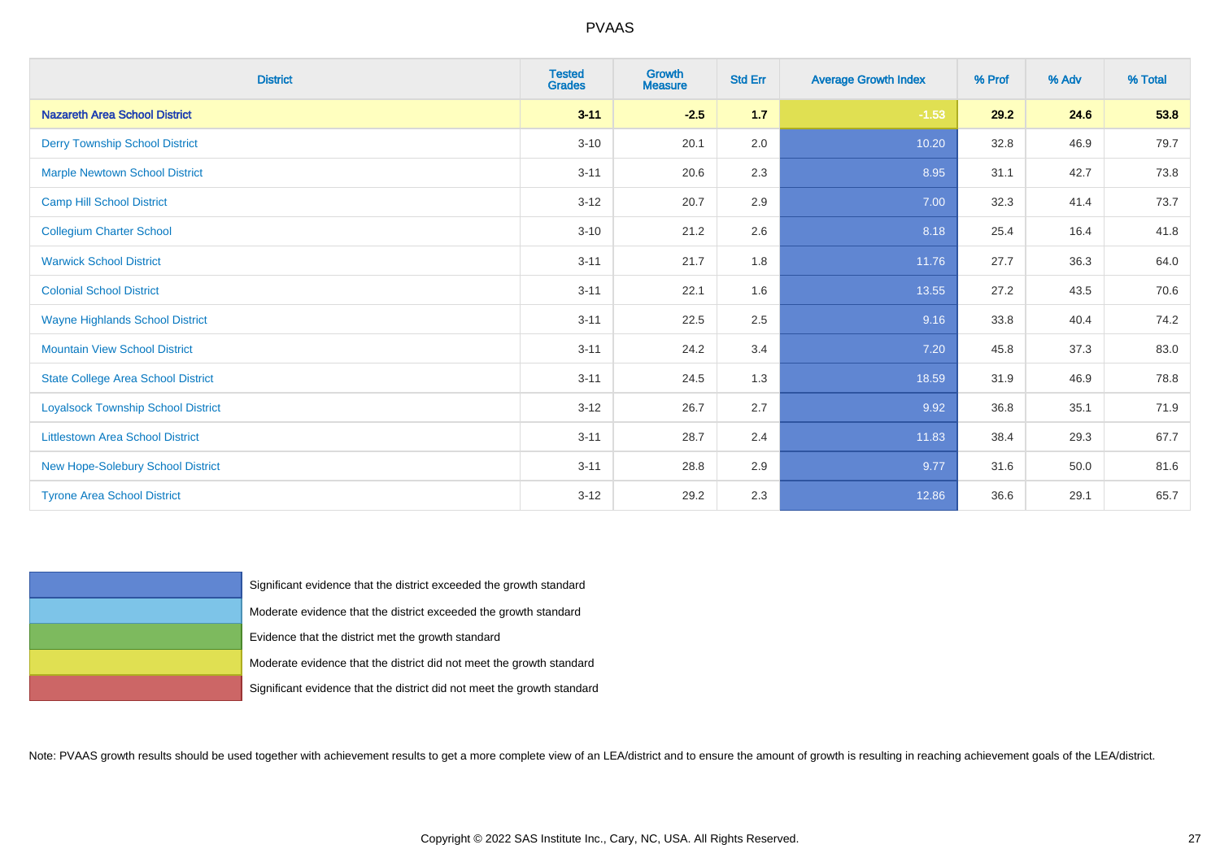PVAAS

| District | Tested Grades | Growth Measure | Std Err | Average Growth Index | % Prof | % Adv | % Total |
|---|---|---|---|---|---|---|---|
| **Nazareth Area School District** | **3-11** | **-2.5** | **1.7** | **-1.53** | **29.2** | **24.6** | **53.8** |
| Derry Township School District | 3-10 | 20.1 | 2.0 | 10.20 | 32.8 | 46.9 | 79.7 |
| Marple Newtown School District | 3-11 | 20.6 | 2.3 | 8.95 | 31.1 | 42.7 | 73.8 |
| Camp Hill School District | 3-12 | 20.7 | 2.9 | 7.00 | 32.3 | 41.4 | 73.7 |
| Collegium Charter School | 3-10 | 21.2 | 2.6 | 8.18 | 25.4 | 16.4 | 41.8 |
| Warwick School District | 3-11 | 21.7 | 1.8 | 11.76 | 27.7 | 36.3 | 64.0 |
| Colonial School District | 3-11 | 22.1 | 1.6 | 13.55 | 27.2 | 43.5 | 70.6 |
| Wayne Highlands School District | 3-11 | 22.5 | 2.5 | 9.16 | 33.8 | 40.4 | 74.2 |
| Mountain View School District | 3-11 | 24.2 | 3.4 | 7.20 | 45.8 | 37.3 | 83.0 |
| State College Area School District | 3-11 | 24.5 | 1.3 | 18.59 | 31.9 | 46.9 | 78.8 |
| Loyalsock Township School District | 3-12 | 26.7 | 2.7 | 9.92 | 36.8 | 35.1 | 71.9 |
| Littlestown Area School District | 3-11 | 28.7 | 2.4 | 11.83 | 38.4 | 29.3 | 67.7 |
| New Hope-Solebury School District | 3-11 | 28.8 | 2.9 | 9.77 | 31.6 | 50.0 | 81.6 |
| Tyrone Area School District | 3-12 | 29.2 | 2.3 | 12.86 | 36.6 | 29.1 | 65.7 |

- Significant evidence that the district exceeded the growth standard
- Moderate evidence that the district exceeded the growth standard
- Evidence that the district met the growth standard
- Moderate evidence that the district did not meet the growth standard
- Significant evidence that the district did not meet the growth standard

Note: PVAAS growth results should be used together with achievement results to get a more complete view of an LEA/district and to ensure the amount of growth is resulting in reaching achievement goals of the LEA/district.

Copyright © 2022 SAS Institute Inc., Cary, NC, USA. All Rights Reserved.